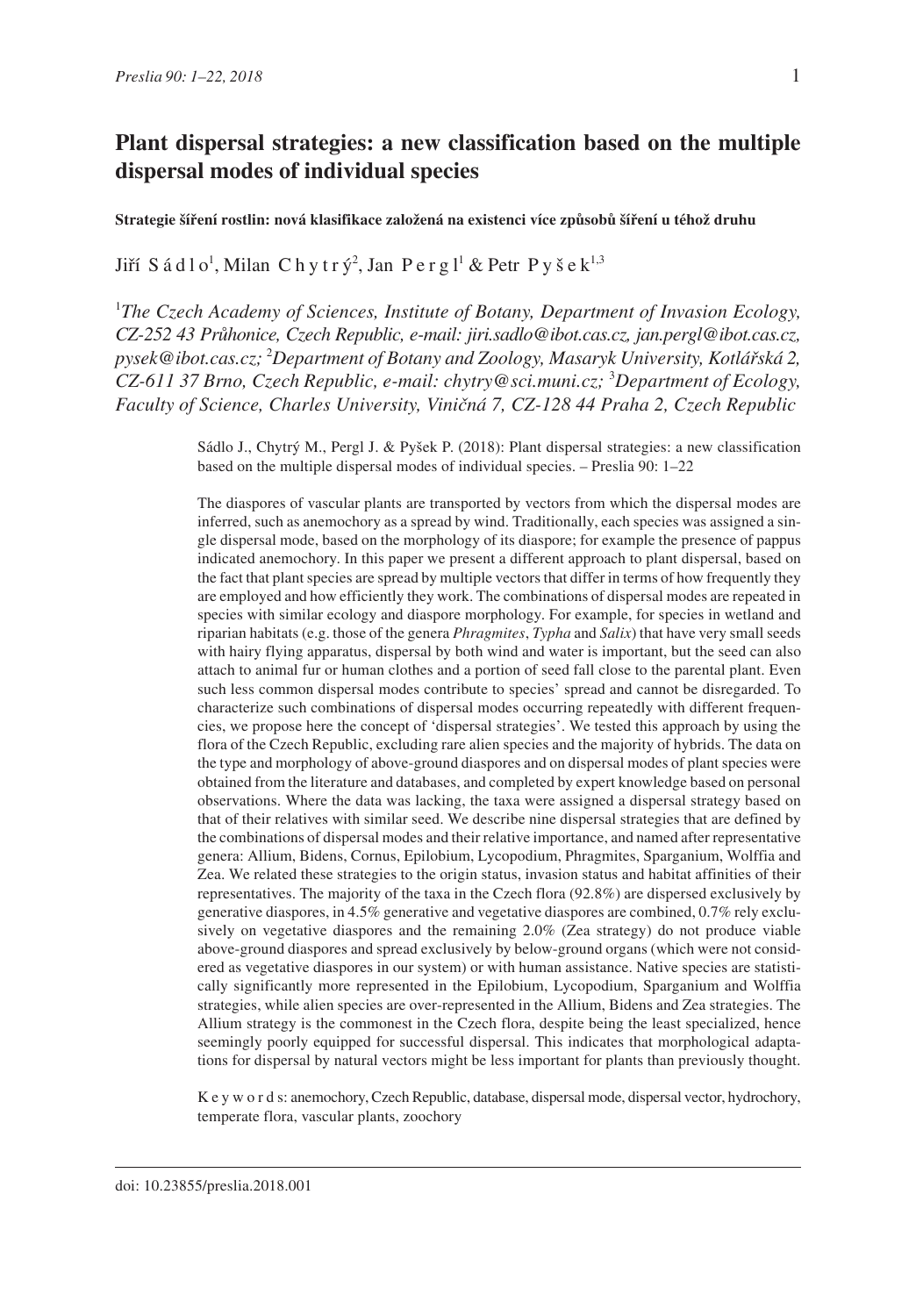# Plant dispersal strategies: a new classification based on the multiple dispersal modes of individual species

**Strategie šíření rostlin: nová klasifikace založená na existenci více způsobů šíření u téhož druhu**

Jiří Sádlo[1], Milan Chytrý[2], Jan Pergl[1] & Petr Pyšek[1,3]

[1]*The Czech Academy of Sciences, Institute of Botany, Department of Invasion Ecology, CZ-252 43 Průhonice, Czech Republic, e-mail: jiri.sadlo@ibot.cas.cz, jan.pergl@ibot.cas.cz, pysek@ibot.cas.cz;* [2]*Department of Botany and Zoology, Masaryk University, Kotlářská 2, CZ-611 37 Brno, Czech Republic, e-mail: chytry@sci.muni.cz;* [3]*Department of Ecology, Faculty of Science, Charles University, Viničná 7, CZ-128 44 Praha 2, Czech Republic*

Sádlo J., Chytrý M., Pergl J. & Pyšek P. (2018): Plant dispersal strategies: a new classification based on the multiple dispersal modes of individual species. – Preslia 90: 1–22

The diaspores of vascular plants are transported by vectors from which the dispersal modes are inferred, such as anemochory as a spread by wind. Traditionally, each species was assigned a single dispersal mode, based on the morphology of its diaspore; for example the presence of pappus indicated anemochory. In this paper we present a different approach to plant dispersal, based on the fact that plant species are spread by multiple vectors that differ in terms of how frequently they are employed and how efficiently they work. The combinations of dispersal modes are repeated in species with similar ecology and diaspore morphology. For example, for species in wetland and riparian habitats (e.g. those of the genera *Phragmites*, *Typha* and *Salix*) that have very small seeds with hairy flying apparatus, dispersal by both wind and water is important, but the seed can also attach to animal fur or human clothes and a portion of seed fall close to the parental plant. Even such less common dispersal modes contribute to species' spread and cannot be disregarded. To characterize such combinations of dispersal modes occurring repeatedly with different frequencies, we propose here the concept of 'dispersal strategies'. We tested this approach by using the flora of the Czech Republic, excluding rare alien species and the majority of hybrids. The data on the type and morphology of above-ground diaspores and on dispersal modes of plant species were obtained from the literature and databases, and completed by expert knowledge based on personal observations. Where the data was lacking, the taxa were assigned a dispersal strategy based on that of their relatives with similar seed. We describe nine dispersal strategies that are defined by the combinations of dispersal modes and their relative importance, and named after representative genera: Allium, Bidens, Cornus, Epilobium, Lycopodium, Phragmites, Sparganium, Wolffia and Zea. We related these strategies to the origin status, invasion status and habitat affinities of their representatives. The majority of the taxa in the Czech flora (92.8%) are dispersed exclusively by generative diaspores, in 4.5% generative and vegetative diaspores are combined, 0.7% rely exclusively on vegetative diaspores and the remaining 2.0% (Zea strategy) do not produce viable above-ground diaspores and spread exclusively by below-ground organs (which were not considered as vegetative diaspores in our system) or with human assistance. Native species are statistically significantly more represented in the Epilobium, Lycopodium, Sparganium and Wolffia strategies, while alien species are over-represented in the Allium, Bidens and Zea strategies. The Allium strategy is the commonest in the Czech flora, despite being the least specialized, hence seemingly poorly equipped for successful dispersal. This indicates that morphological adaptations for dispersal by natural vectors might be less important for plants than previously thought.

Keywords: anemochory, Czech Republic, database, dispersal mode, dispersal vector, hydrochory, temperate flora, vascular plants, zoochory

doi: 10.23855/preslia.2018.001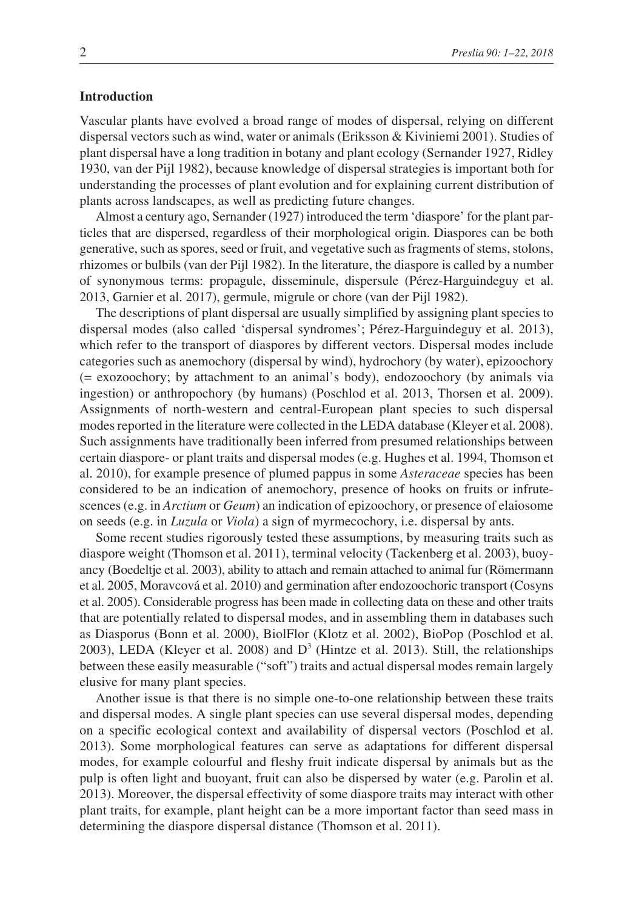## Introduction

Vascular plants have evolved a broad range of modes of dispersal, relying on different dispersal vectors such as wind, water or animals (Eriksson & Kiviniemi 2001). Studies of plant dispersal have a long tradition in botany and plant ecology (Sernander 1927, Ridley 1930, van der Pijl 1982), because knowledge of dispersal strategies is important both for understanding the processes of plant evolution and for explaining current distribution of plants across landscapes, as well as predicting future changes.

Almost a century ago, Sernander (1927) introduced the term 'diaspore' for the plant particles that are dispersed, regardless of their morphological origin. Diaspores can be both generative, such as spores, seed or fruit, and vegetative such as fragments of stems, stolons, rhizomes or bulbils (van der Pijl 1982). In the literature, the diaspore is called by a number of synonymous terms: propagule, disseminule, dispersule (Pérez-Harguindeguy et al. 2013, Garnier et al. 2017), germule, migrule or chore (van der Pijl 1982).

The descriptions of plant dispersal are usually simplified by assigning plant species to dispersal modes (also called 'dispersal syndromes'; Pérez-Harguindeguy et al. 2013), which refer to the transport of diaspores by different vectors. Dispersal modes include categories such as anemochory (dispersal by wind), hydrochory (by water), epizoochory (= exozoochory; by attachment to an animal's body), endozoochory (by animals via ingestion) or anthropochory (by humans) (Poschlod et al. 2013, Thorsen et al. 2009). Assignments of north-western and central-European plant species to such dispersal modes reported in the literature were collected in the LEDA database (Kleyer et al. 2008). Such assignments have traditionally been inferred from presumed relationships between certain diaspore- or plant traits and dispersal modes (e.g. Hughes et al. 1994, Thomson et al. 2010), for example presence of plumed pappus in some *Asteraceae* species has been considered to be an indication of anemochory, presence of hooks on fruits or infrutescences (e.g. in *Arctium* or *Geum*) an indication of epizoochory, or presence of elaiosome on seeds (e.g. in *Luzula* or *Viola*) a sign of myrmecochory, i.e. dispersal by ants.

Some recent studies rigorously tested these assumptions, by measuring traits such as diaspore weight (Thomson et al. 2011), terminal velocity (Tackenberg et al. 2003), buoyancy (Boedeltje et al. 2003), ability to attach and remain attached to animal fur (Römermann et al. 2005, Moravcová et al. 2010) and germination after endozoochoric transport (Cosyns et al. 2005). Considerable progress has been made in collecting data on these and other traits that are potentially related to dispersal modes, and in assembling them in databases such as Diasporus (Bonn et al. 2000), BiolFlor (Klotz et al. 2002), BioPop (Poschlod et al. 2003), LEDA (Kleyer et al. 2008) and $D^3$ (Hintze et al. 2013). Still, the relationships between these easily measurable ("soft") traits and actual dispersal modes remain largely elusive for many plant species.

Another issue is that there is no simple one-to-one relationship between these traits and dispersal modes. A single plant species can use several dispersal modes, depending on a specific ecological context and availability of dispersal vectors (Poschlod et al. 2013). Some morphological features can serve as adaptations for different dispersal modes, for example colourful and fleshy fruit indicate dispersal by animals but as the pulp is often light and buoyant, fruit can also be dispersed by water (e.g. Parolin et al. 2013). Moreover, the dispersal effectivity of some diaspore traits may interact with other plant traits, for example, plant height can be a more important factor than seed mass in determining the diaspore dispersal distance (Thomson et al. 2011).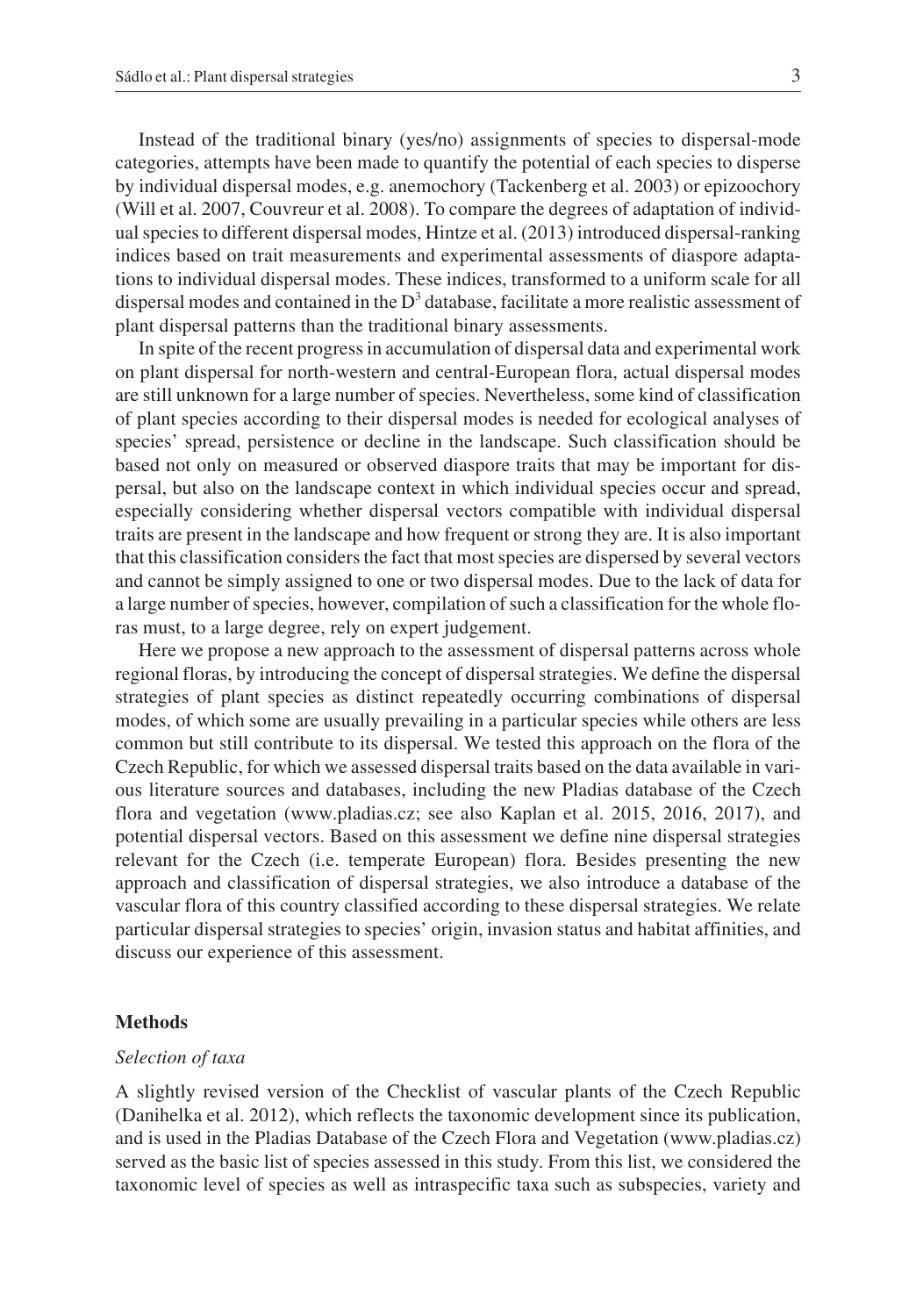Instead of the traditional binary (yes/no) assignments of species to dispersal-mode categories, attempts have been made to quantify the potential of each species to disperse by individual dispersal modes, e.g. anemochory (Tackenberg et al. 2003) or epizoochory (Will et al. 2007, Couvreur et al. 2008). To compare the degrees of adaptation of individual species to different dispersal modes, Hintze et al. (2013) introduced dispersal-ranking indices based on trait measurements and experimental assessments of diaspore adaptations to individual dispersal modes. These indices, transformed to a uniform scale for all dispersal modes and contained in the $D^3$ database, facilitate a more realistic assessment of plant dispersal patterns than the traditional binary assessments.

In spite of the recent progress in accumulation of dispersal data and experimental work on plant dispersal for north-western and central-European flora, actual dispersal modes are still unknown for a large number of species. Nevertheless, some kind of classification of plant species according to their dispersal modes is needed for ecological analyses of species' spread, persistence or decline in the landscape. Such classification should be based not only on measured or observed diaspore traits that may be important for dispersal, but also on the landscape context in which individual species occur and spread, especially considering whether dispersal vectors compatible with individual dispersal traits are present in the landscape and how frequent or strong they are. It is also important that this classification considers the fact that most species are dispersed by several vectors and cannot be simply assigned to one or two dispersal modes. Due to the lack of data for a large number of species, however, compilation of such a classification for the whole floras must, to a large degree, rely on expert judgement.

Here we propose a new approach to the assessment of dispersal patterns across whole regional floras, by introducing the concept of dispersal strategies. We define the dispersal strategies of plant species as distinct repeatedly occurring combinations of dispersal modes, of which some are usually prevailing in a particular species while others are less common but still contribute to its dispersal. We tested this approach on the flora of the Czech Republic, for which we assessed dispersal traits based on the data available in various literature sources and databases, including the new Pladias database of the Czech flora and vegetation (www.pladias.cz; see also Kaplan et al. 2015, 2016, 2017), and potential dispersal vectors. Based on this assessment we define nine dispersal strategies relevant for the Czech (i.e. temperate European) flora. Besides presenting the new approach and classification of dispersal strategies, we also introduce a database of the vascular flora of this country classified according to these dispersal strategies. We relate particular dispersal strategies to species' origin, invasion status and habitat affinities, and discuss our experience of this assessment.

## Methods

### *Selection of taxa*

A slightly revised version of the Checklist of vascular plants of the Czech Republic (Danihelka et al. 2012), which reflects the taxonomic development since its publication, and is used in the Pladias Database of the Czech Flora and Vegetation (www.pladias.cz) served as the basic list of species assessed in this study. From this list, we considered the taxonomic level of species as well as intraspecific taxa such as subspecies, variety and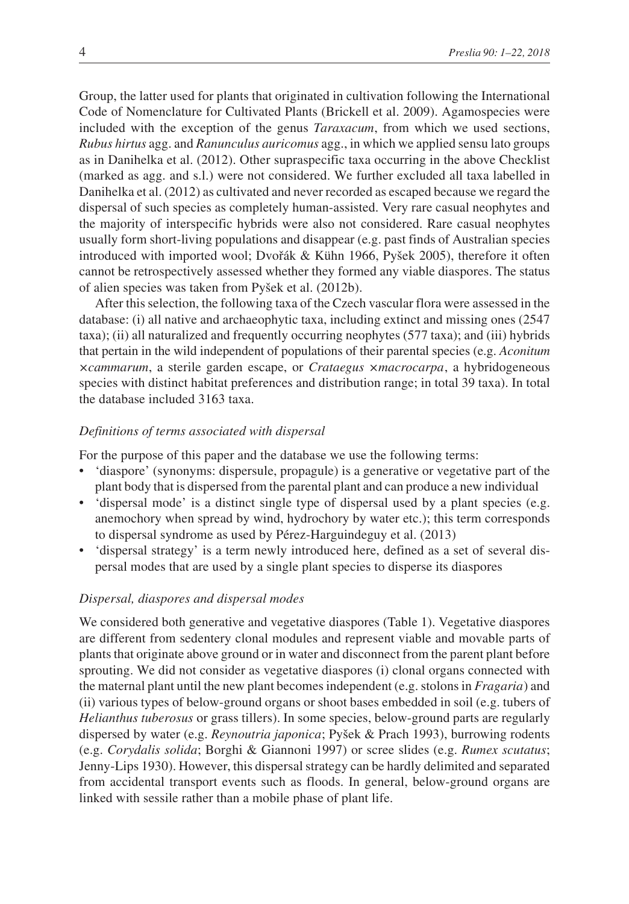Group, the latter used for plants that originated in cultivation following the International Code of Nomenclature for Cultivated Plants (Brickell et al. 2009). Agamospecies were included with the exception of the genus *Taraxacum*, from which we used sections, *Rubus hirtus* agg. and *Ranunculus auricomus* agg., in which we applied sensu lato groups as in Danihelka et al. (2012). Other supraspecific taxa occurring in the above Checklist (marked as agg. and s.l.) were not considered. We further excluded all taxa labelled in Danihelka et al. (2012) as cultivated and never recorded as escaped because we regard the dispersal of such species as completely human-assisted. Very rare casual neophytes and the majority of interspecific hybrids were also not considered. Rare casual neophytes usually form short-living populations and disappear (e.g. past finds of Australian species introduced with imported wool; Dvořák & Kühn 1966, Pyšek 2005), therefore it often cannot be retrospectively assessed whether they formed any viable diaspores. The status of alien species was taken from Pyšek et al. (2012b).

After this selection, the following taxa of the Czech vascular flora were assessed in the database: (i) all native and archaeophytic taxa, including extinct and missing ones (2547 taxa); (ii) all naturalized and frequently occurring neophytes (577 taxa); and (iii) hybrids that pertain in the wild independent of populations of their parental species (e.g. *Aconitum* ×*cammarum*, a sterile garden escape, or *Crataegus* ×*macrocarpa*, a hybridogeneous species with distinct habitat preferences and distribution range; in total 39 taxa). In total the database included 3163 taxa.

### *Definitions of terms associated with dispersal*

For the purpose of this paper and the database we use the following terms:

- 'diaspore' (synonyms: dispersule, propagule) is a generative or vegetative part of the plant body that is dispersed from the parental plant and can produce a new individual
- 'dispersal mode' is a distinct single type of dispersal used by a plant species (e.g. anemochory when spread by wind, hydrochory by water etc.); this term corresponds to dispersal syndrome as used by Pérez-Harguindeguy et al. (2013)
- 'dispersal strategy' is a term newly introduced here, defined as a set of several dispersal modes that are used by a single plant species to disperse its diaspores

### *Dispersal, diaspores and dispersal modes*

We considered both generative and vegetative diaspores (Table 1). Vegetative diaspores are different from sedentery clonal modules and represent viable and movable parts of plants that originate above ground or in water and disconnect from the parent plant before sprouting. We did not consider as vegetative diaspores (i) clonal organs connected with the maternal plant until the new plant becomes independent (e.g. stolons in *Fragaria*) and (ii) various types of below-ground organs or shoot bases embedded in soil (e.g. tubers of *Helianthus tuberosus* or grass tillers). In some species, below-ground parts are regularly dispersed by water (e.g. *Reynoutria japonica*; Pyšek & Prach 1993), burrowing rodents (e.g. *Corydalis solida*; Borghi & Giannoni 1997) or scree slides (e.g. *Rumex scutatus*; Jenny-Lips 1930). However, this dispersal strategy can be hardly delimited and separated from accidental transport events such as floods. In general, below-ground organs are linked with sessile rather than a mobile phase of plant life.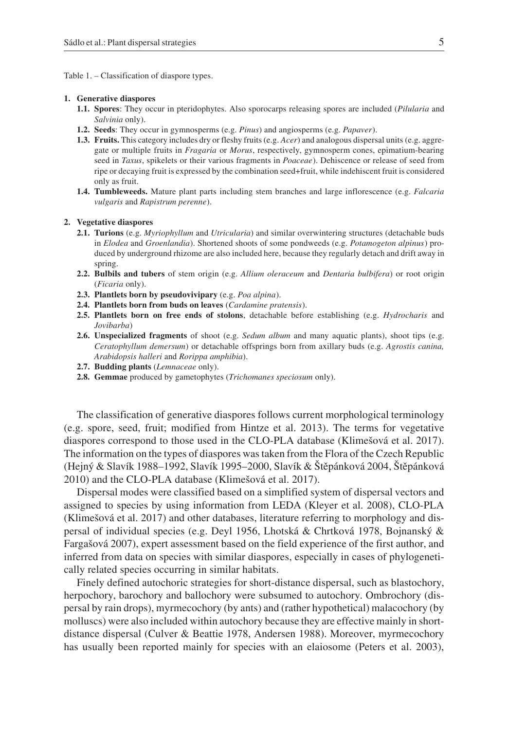Table 1. – Classification of diaspore types.

**1. Generative diaspores**

- **1.1. Spores**: They occur in pteridophytes. Also sporocarps releasing spores are included (*Pilularia* and *Salvinia* only).
- **1.2. Seeds**: They occur in gymnosperms (e.g. *Pinus*) and angiosperms (e.g. *Papaver*).
- **1.3. Fruits.** This category includes dry or fleshy fruits (e.g. *Acer*) and analogous dispersal units (e.g. aggregate or multiple fruits in *Fragaria* or *Morus*, respectively, gymnosperm cones, epimatium-bearing seed in *Taxus*, spikelets or their various fragments in *Poaceae*). Dehiscence or release of seed from ripe or decaying fruit is expressed by the combination seed+fruit, while indehiscent fruit is considered only as fruit.
- **1.4. Tumbleweeds.** Mature plant parts including stem branches and large inflorescence (e.g. *Falcaria vulgaris* and *Rapistrum perenne*).

**2. Vegetative diaspores**

- **2.1. Turions** (e.g. *Myriophyllum* and *Utricularia*) and similar overwintering structures (detachable buds in *Elodea* and *Groenlandia*). Shortened shoots of some pondweeds (e.g. *Potamogeton alpinus*) produced by underground rhizome are also included here, because they regularly detach and drift away in spring.
- **2.2. Bulbils and tubers** of stem origin (e.g. *Allium oleraceum* and *Dentaria bulbifera*) or root origin (*Ficaria* only).
- **2.3. Plantlets born by pseudovivipary** (e.g. *Poa alpina*).
- **2.4. Plantlets born from buds on leaves** (*Cardamine pratensis*).
- **2.5. Plantlets born on free ends of stolons**, detachable before establishing (e.g. *Hydrocharis* and *Jovibarba*)
- **2.6. Unspecialized fragments** of shoot (e.g. *Sedum album* and many aquatic plants), shoot tips (e.g. *Ceratophyllum demersum*) or detachable offsprings born from axillary buds (e.g. *Agrostis canina, Arabidopsis halleri* and *Rorippa amphibia*).
- **2.7. Budding plants** (*Lemnaceae* only).
- **2.8. Gemmae** produced by gametophytes (*Trichomanes speciosum* only).

The classification of generative diaspores follows current morphological terminology (e.g. spore, seed, fruit; modified from Hintze et al. 2013). The terms for vegetative diaspores correspond to those used in the CLO-PLA database (Klimešová et al. 2017). The information on the types of diaspores was taken from the Flora of the Czech Republic (Hejný & Slavík 1988–1992, Slavík 1995–2000, Slavík & Štěpánková 2004, Štěpánková 2010) and the CLO-PLA database (Klimešová et al. 2017).

Dispersal modes were classified based on a simplified system of dispersal vectors and assigned to species by using information from LEDA (Kleyer et al. 2008), CLO-PLA (Klimešová et al. 2017) and other databases, literature referring to morphology and dispersal of individual species (e.g. Deyl 1956, Lhotská & Chrtková 1978, Bojnanský & Fargašová 2007), expert assessment based on the field experience of the first author, and inferred from data on species with similar diaspores, especially in cases of phylogenetically related species occurring in similar habitats.

Finely defined autochoric strategies for short-distance dispersal, such as blastochory, herpochory, barochory and ballochory were subsumed to autochory. Ombrochory (dispersal by rain drops), myrmecochory (by ants) and (rather hypothetical) malacochory (by molluscs) were also included within autochory because they are effective mainly in short-distance dispersal (Culver & Beattie 1978, Andersen 1988). Moreover, myrmecochory has usually been reported mainly for species with an elaiosome (Peters et al. 2003),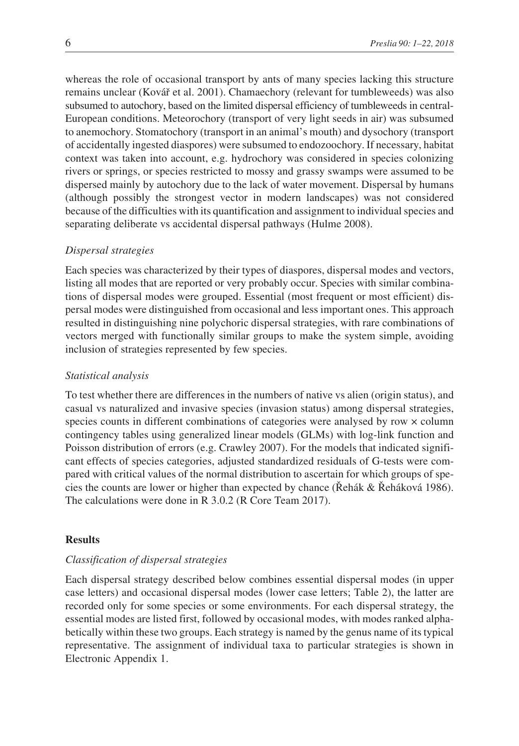whereas the role of occasional transport by ants of many species lacking this structure remains unclear (Kovář et al. 2001). Chamaechory (relevant for tumbleweeds) was also subsumed to autochory, based on the limited dispersal efficiency of tumbleweeds in central-European conditions. Meteorochory (transport of very light seeds in air) was subsumed to anemochory. Stomatochory (transport in an animal's mouth) and dysochory (transport of accidentally ingested diaspores) were subsumed to endozoochory. If necessary, habitat context was taken into account, e.g. hydrochory was considered in species colonizing rivers or springs, or species restricted to mossy and grassy swamps were assumed to be dispersed mainly by autochory due to the lack of water movement. Dispersal by humans (although possibly the strongest vector in modern landscapes) was not considered because of the difficulties with its quantification and assignment to individual species and separating deliberate vs accidental dispersal pathways (Hulme 2008).

### *Dispersal strategies*

Each species was characterized by their types of diaspores, dispersal modes and vectors, listing all modes that are reported or very probably occur. Species with similar combinations of dispersal modes were grouped. Essential (most frequent or most efficient) dispersal modes were distinguished from occasional and less important ones. This approach resulted in distinguishing nine polychoric dispersal strategies, with rare combinations of vectors merged with functionally similar groups to make the system simple, avoiding inclusion of strategies represented by few species.

### *Statistical analysis*

To test whether there are differences in the numbers of native vs alien (origin status), and casual vs naturalized and invasive species (invasion status) among dispersal strategies, species counts in different combinations of categories were analysed by row × column contingency tables using generalized linear models (GLMs) with log-link function and Poisson distribution of errors (e.g. Crawley 2007). For the models that indicated significant effects of species categories, adjusted standardized residuals of G-tests were compared with critical values of the normal distribution to ascertain for which groups of species the counts are lower or higher than expected by chance (Řehák & Řeháková 1986). The calculations were done in R 3.0.2 (R Core Team 2017).

## Results

### *Classification of dispersal strategies*

Each dispersal strategy described below combines essential dispersal modes (in upper case letters) and occasional dispersal modes (lower case letters; Table 2), the latter are recorded only for some species or some environments. For each dispersal strategy, the essential modes are listed first, followed by occasional modes, with modes ranked alphabetically within these two groups. Each strategy is named by the genus name of its typical representative. The assignment of individual taxa to particular strategies is shown in Electronic Appendix 1.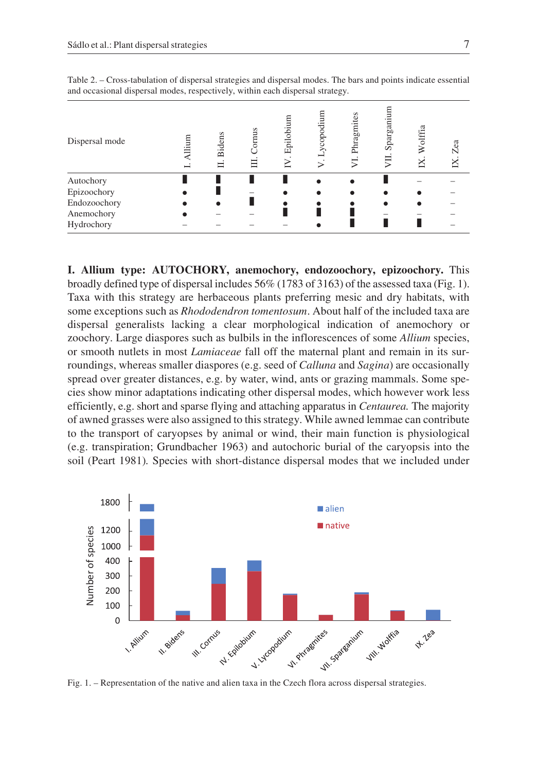Table 2. – Cross-tabulation of dispersal strategies and dispersal modes. The bars and points indicate essential and occasional dispersal modes, respectively, within each dispersal strategy.

| Dispersal mode | I. Allium | II. Bidens | III. Cornus | IV. Epilobium | V. Lycopodium | VI. Phragmites | VII. Sparganium | IX. Wolffia | IX. Zea |
|---|---|---|---|---|---|---|---|---|---|
| Autochory | ▮ | ▮ | ▮ | ▮ | • | • | ▮ | – | – |
| Epizoochory | • | ▮ | – | • | • | • | • | • | – |
| Endozoochory | • | • | ▮ | • | • | • | • | • | – |
| Anemochory | • | – | – | ▮ | ▮ | ▮ | – | – | – |
| Hydrochory | – | – | – | – | • | ▮ | ▮ | ▮ | – |

**I. Allium type: AUTOCHORY, anemochory, endozoochory, epizoochory.** This broadly defined type of dispersal includes 56% (1783 of 3163) of the assessed taxa (Fig. 1). Taxa with this strategy are herbaceous plants preferring mesic and dry habitats, with some exceptions such as *Rhododendron tomentosum*. About half of the included taxa are dispersal generalists lacking a clear morphological indication of anemochory or zoochory. Large diaspores such as bulbils in the inflorescences of some *Allium* species, or smooth nutlets in most *Lamiaceae* fall off the maternal plant and remain in its surroundings, whereas smaller diaspores (e.g. seed of *Calluna* and *Sagina*) are occasionally spread over greater distances, e.g. by water, wind, ants or grazing mammals. Some species show minor adaptations indicating other dispersal modes, which however work less efficiently, e.g. short and sparse flying and attaching apparatus in *Centaurea.* The majority of awned grasses were also assigned to this strategy. While awned lemmae can contribute to the transport of caryopses by animal or wind, their main function is physiological (e.g. transpiration; Grundbacher 1963) and autochoric burial of the caryopsis into the soil (Peart 1981). Species with short-distance dispersal modes that we included under

Fig. 1. – Representation of the native and alien taxa in the Czech flora across dispersal strategies.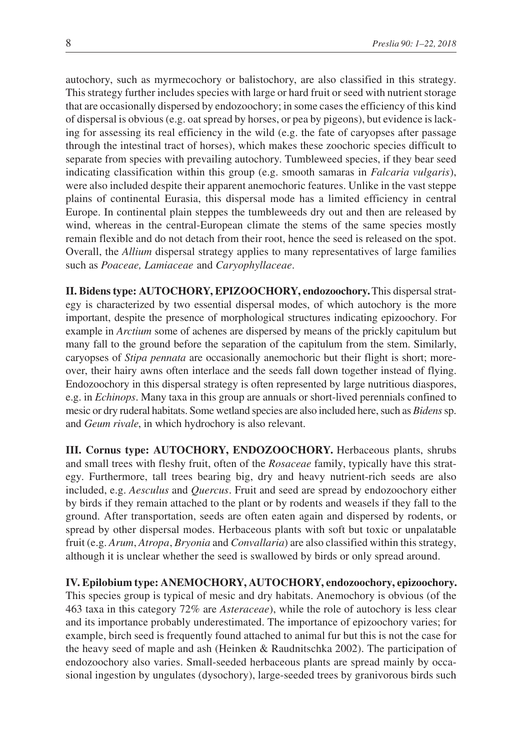autochory, such as myrmecochory or balistochory, are also classified in this strategy. This strategy further includes species with large or hard fruit or seed with nutrient storage that are occasionally dispersed by endozoochory; in some cases the efficiency of this kind of dispersal is obvious (e.g. oat spread by horses, or pea by pigeons), but evidence is lacking for assessing its real efficiency in the wild (e.g. the fate of caryopses after passage through the intestinal tract of horses), which makes these zoochoric species difficult to separate from species with prevailing autochory. Tumbleweed species, if they bear seed indicating classification within this group (e.g. smooth samaras in *Falcaria vulgaris*), were also included despite their apparent anemochoric features. Unlike in the vast steppe plains of continental Eurasia, this dispersal mode has a limited efficiency in central Europe. In continental plain steppes the tumbleweeds dry out and then are released by wind, whereas in the central-European climate the stems of the same species mostly remain flexible and do not detach from their root, hence the seed is released on the spot. Overall, the *Allium* dispersal strategy applies to many representatives of large families such as *Poaceae, Lamiaceae* and *Caryophyllaceae*.

**II. Bidens type: AUTOCHORY, EPIZOOCHORY, endozoochory.** This dispersal strategy is characterized by two essential dispersal modes, of which autochory is the more important, despite the presence of morphological structures indicating epizoochory. For example in *Arctium* some of achenes are dispersed by means of the prickly capitulum but many fall to the ground before the separation of the capitulum from the stem. Similarly, caryopses of *Stipa pennata* are occasionally anemochoric but their flight is short; moreover, their hairy awns often interlace and the seeds fall down together instead of flying. Endozoochory in this dispersal strategy is often represented by large nutritious diaspores, e.g. in *Echinops*. Many taxa in this group are annuals or short-lived perennials confined to mesic or dry ruderal habitats. Some wetland species are also included here, such as *Bidens* sp. and *Geum rivale*, in which hydrochory is also relevant.

**III. Cornus type: AUTOCHORY, ENDOZOOCHORY.** Herbaceous plants, shrubs and small trees with fleshy fruit, often of the *Rosaceae* family, typically have this strategy. Furthermore, tall trees bearing big, dry and heavy nutrient-rich seeds are also included, e.g. *Aesculus* and *Quercus*. Fruit and seed are spread by endozoochory either by birds if they remain attached to the plant or by rodents and weasels if they fall to the ground. After transportation, seeds are often eaten again and dispersed by rodents, or spread by other dispersal modes. Herbaceous plants with soft but toxic or unpalatable fruit (e.g. *Arum*, *Atropa*, *Bryonia* and *Convallaria*) are also classified within this strategy, although it is unclear whether the seed is swallowed by birds or only spread around.

**IV. Epilobium type: ANEMOCHORY, AUTOCHORY, endozoochory, epizoochory.** This species group is typical of mesic and dry habitats. Anemochory is obvious (of the 463 taxa in this category 72% are *Asteraceae*), while the role of autochory is less clear and its importance probably underestimated. The importance of epizoochory varies; for example, birch seed is frequently found attached to animal fur but this is not the case for the heavy seed of maple and ash (Heinken & Raudnitschka 2002). The participation of endozoochory also varies. Small-seeded herbaceous plants are spread mainly by occasional ingestion by ungulates (dysochory), large-seeded trees by granivorous birds such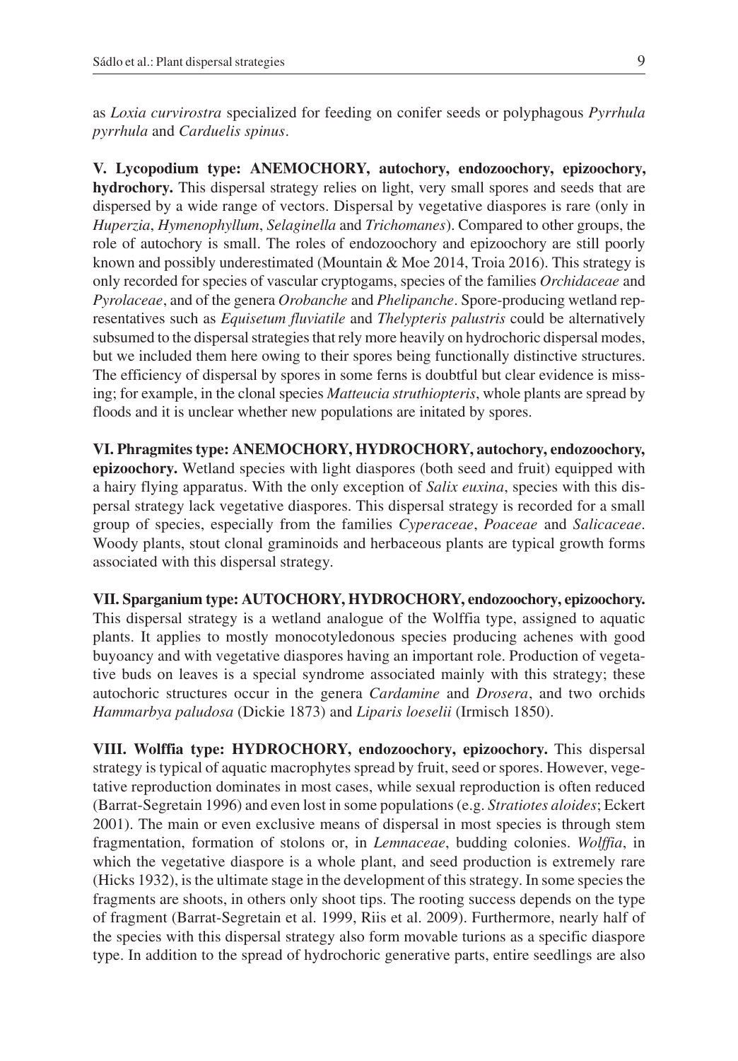as *Loxia curvirostra* specialized for feeding on conifer seeds or polyphagous *Pyrrhula pyrrhula* and *Carduelis spinus*.

**V. Lycopodium type: ANEMOCHORY, autochory, endozoochory, epizoochory, hydrochory.** This dispersal strategy relies on light, very small spores and seeds that are dispersed by a wide range of vectors. Dispersal by vegetative diaspores is rare (only in *Huperzia*, *Hymenophyllum*, *Selaginella* and *Trichomanes*). Compared to other groups, the role of autochory is small. The roles of endozoochory and epizoochory are still poorly known and possibly underestimated (Mountain & Moe 2014, Troia 2016). This strategy is only recorded for species of vascular cryptogams, species of the families *Orchidaceae* and *Pyrolaceae*, and of the genera *Orobanche* and *Phelipanche*. Spore-producing wetland representatives such as *Equisetum fluviatile* and *Thelypteris palustris* could be alternatively subsumed to the dispersal strategies that rely more heavily on hydrochoric dispersal modes, but we included them here owing to their spores being functionally distinctive structures. The efficiency of dispersal by spores in some ferns is doubtful but clear evidence is missing; for example, in the clonal species *Matteucia struthiopteris*, whole plants are spread by floods and it is unclear whether new populations are initated by spores.

**VI. Phragmites type: ANEMOCHORY, HYDROCHORY, autochory, endozoochory, epizoochory.** Wetland species with light diaspores (both seed and fruit) equipped with a hairy flying apparatus. With the only exception of *Salix euxina*, species with this dispersal strategy lack vegetative diaspores. This dispersal strategy is recorded for a small group of species, especially from the families *Cyperaceae*, *Poaceae* and *Salicaceae*. Woody plants, stout clonal graminoids and herbaceous plants are typical growth forms associated with this dispersal strategy.

**VII. Sparganium type: AUTOCHORY, HYDROCHORY, endozoochory, epizoochory.** This dispersal strategy is a wetland analogue of the Wolffia type, assigned to aquatic plants. It applies to mostly monocotyledonous species producing achenes with good buyoancy and with vegetative diaspores having an important role. Production of vegetative buds on leaves is a special syndrome associated mainly with this strategy; these autochoric structures occur in the genera *Cardamine* and *Drosera*, and two orchids *Hammarbya paludosa* (Dickie 1873) and *Liparis loeselii* (Irmisch 1850).

**VIII. Wolffia type: HYDROCHORY, endozoochory, epizoochory.** This dispersal strategy is typical of aquatic macrophytes spread by fruit, seed or spores. However, vegetative reproduction dominates in most cases, while sexual reproduction is often reduced (Barrat-Segretain 1996) and even lost in some populations (e.g. *Stratiotes aloides*; Eckert 2001). The main or even exclusive means of dispersal in most species is through stem fragmentation, formation of stolons or, in *Lemnaceae*, budding colonies. *Wolffia*, in which the vegetative diaspore is a whole plant, and seed production is extremely rare (Hicks 1932), is the ultimate stage in the development of this strategy. In some species the fragments are shoots, in others only shoot tips. The rooting success depends on the type of fragment (Barrat-Segretain et al. 1999, Riis et al. 2009). Furthermore, nearly half of the species with this dispersal strategy also form movable turions as a specific diaspore type. In addition to the spread of hydrochoric generative parts, entire seedlings are also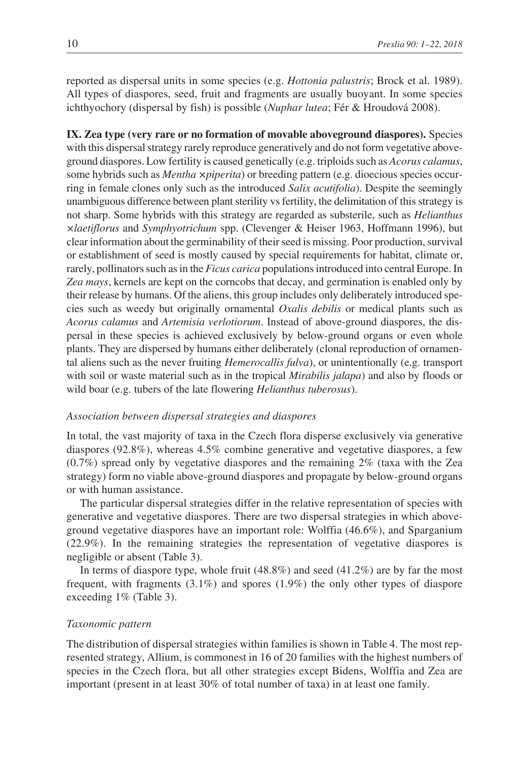reported as dispersal units in some species (e.g. *Hottonia palustris*; Brock et al. 1989). All types of diaspores, seed, fruit and fragments are usually buoyant. In some species ichthyochory (dispersal by fish) is possible (*Nuphar lutea*; Fér & Hroudová 2008).

**IX. Zea type (very rare or no formation of movable aboveground diaspores).** Species with this dispersal strategy rarely reproduce generatively and do not form vegetative aboveground diaspores. Low fertility is caused genetically (e.g. triploids such as *Acorus calamus*, some hybrids such as *Mentha ×piperita*) or breeding pattern (e.g. dioecious species occurring in female clones only such as the introduced *Salix acutifolia*). Despite the seemingly unambiguous difference between plant sterility vs fertility, the delimitation of this strategy is not sharp. Some hybrids with this strategy are regarded as substerile, such as *Helianthus ×laetiflorus* and *Symphyotrichum* spp. (Clevenger & Heiser 1963, Hoffmann 1996), but clear information about the germinability of their seed is missing. Poor production, survival or establishment of seed is mostly caused by special requirements for habitat, climate or, rarely, pollinators such as in the *Ficus carica* populations introduced into central Europe. In *Zea mays*, kernels are kept on the corncobs that decay, and germination is enabled only by their release by humans. Of the aliens, this group includes only deliberately introduced species such as weedy but originally ornamental *Oxalis debilis* or medical plants such as *Acorus calamus* and *Artemisia verlotiorum*. Instead of above-ground diaspores, the dispersal in these species is achieved exclusively by below-ground organs or even whole plants. They are dispersed by humans either deliberately (clonal reproduction of ornamental aliens such as the never fruiting *Hemerocallis fulva*), or unintentionally (e.g. transport with soil or waste material such as in the tropical *Mirabilis jalapa*) and also by floods or wild boar (e.g. tubers of the late flowering *Helianthus tuberosus*).

### *Association between dispersal strategies and diaspores*

In total, the vast majority of taxa in the Czech flora disperse exclusively via generative diaspores (92.8%), whereas 4.5% combine generative and vegetative diaspores, a few (0.7%) spread only by vegetative diaspores and the remaining 2% (taxa with the Zea strategy) form no viable above-ground diaspores and propagate by below-ground organs or with human assistance.

The particular dispersal strategies differ in the relative representation of species with generative and vegetative diaspores. There are two dispersal strategies in which aboveground vegetative diaspores have an important role: Wolffia (46.6%), and Sparganium (22.9%). In the remaining strategies the representation of vegetative diaspores is negligible or absent (Table 3).

In terms of diaspore type, whole fruit (48.8%) and seed (41.2%) are by far the most frequent, with fragments (3.1%) and spores (1.9%) the only other types of diaspore exceeding 1% (Table 3).

### *Taxonomic pattern*

The distribution of dispersal strategies within families is shown in Table 4. The most represented strategy, Allium, is commonest in 16 of 20 families with the highest numbers of species in the Czech flora, but all other strategies except Bidens, Wolffia and Zea are important (present in at least 30% of total number of taxa) in at least one family.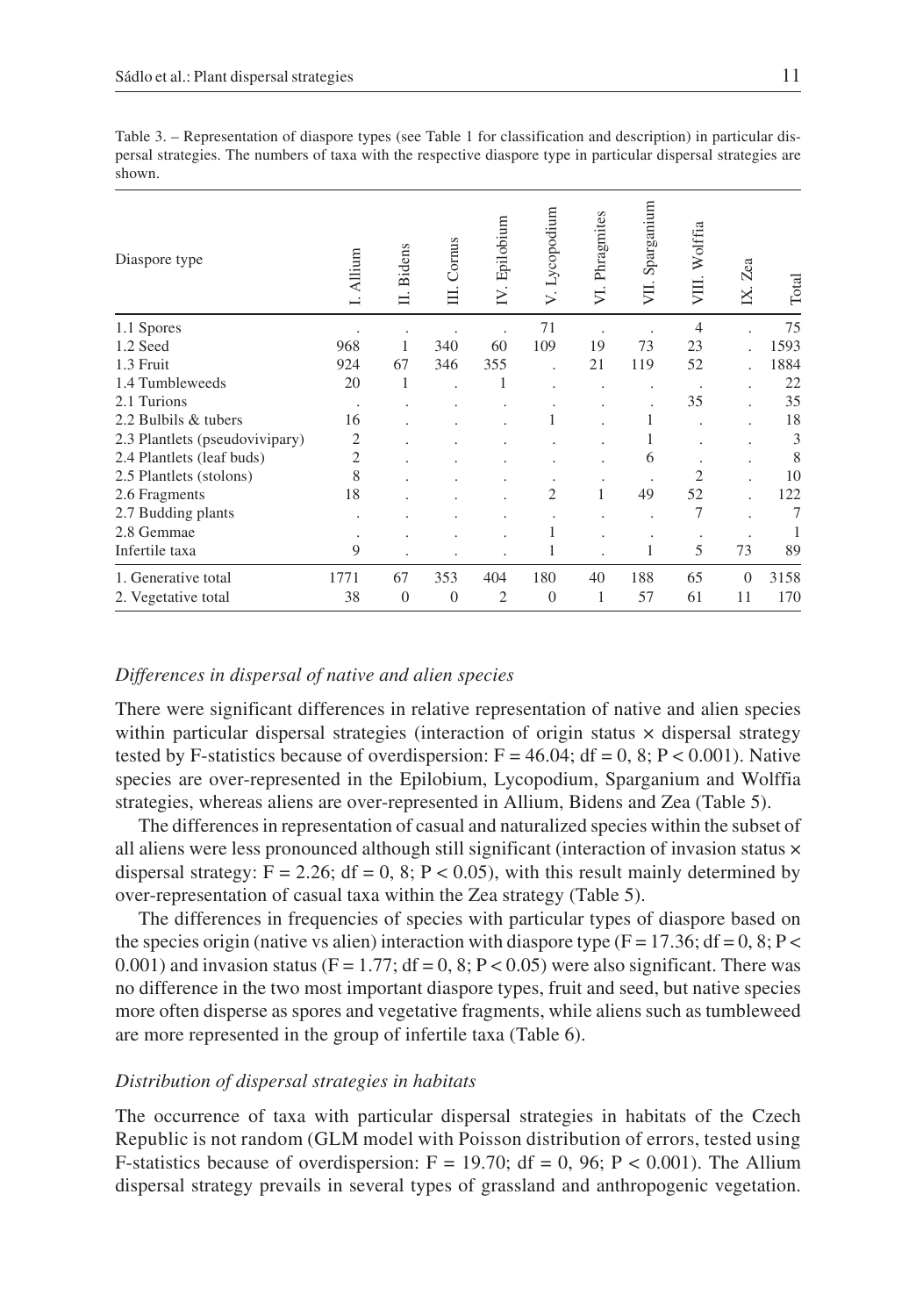Table 3. – Representation of diaspore types (see Table 1 for classification and description) in particular dispersal strategies. The numbers of taxa with the respective diaspore type in particular dispersal strategies are shown.

| Diaspore type | I. Allium | II. Bidens | III. Cornus | IV. Epilobium | V. Lycopodium | VI. Phragmites | VII. Sparganium | VIII. Wolffia | IX. Zea | Total |
|---|---|---|---|---|---|---|---|---|---|---|
| 1.1 Spores | . | . | . | . | 71 | . | . | 4 | . | 75 |
| 1.2 Seed | 968 | 1 | 340 | 60 | 109 | 19 | 73 | 23 | . | 1593 |
| 1.3 Fruit | 924 | 67 | 346 | 355 | . | 21 | 119 | 52 | . | 1884 |
| 1.4 Tumbleweeds | 20 | 1 | . | 1 | . | . | . | . | . | 22 |
| 2.1 Turions | . | . | . | . | . | . | . | 35 | . | 35 |
| 2.2 Bulbils & tubers | 16 | . | . | . | 1 | . | 1 | . | . | 18 |
| 2.3 Plantlets (pseudovivipary) | 2 | . | . | . | . | . | 1 | . | . | 3 |
| 2.4 Plantlets (leaf buds) | 2 | . | . | . | . | . | 6 | . | . | 8 |
| 2.5 Plantlets (stolons) | 8 | . | . | . | . | . | . | 2 | . | 10 |
| 2.6 Fragments | 18 | . | . | . | 2 | 1 | 49 | 52 | . | 122 |
| 2.7 Budding plants | . | . | . | . | . | . | . | 7 | . | 7 |
| 2.8 Gemmae | . | . | . | . | 1 | . | . | . | . | 1 |
| Infertile taxa | 9 | . | . | . | 1 | . | 1 | 5 | 73 | 89 |
| 1. Generative total | 1771 | 67 | 353 | 404 | 180 | 40 | 188 | 65 | 0 | 3158 |
| 2. Vegetative total | 38 | 0 | 0 | 2 | 0 | 1 | 57 | 61 | 11 | 170 |

### *Differences in dispersal of native and alien species*

There were significant differences in relative representation of native and alien species within particular dispersal strategies (interaction of origin status × dispersal strategy tested by F-statistics because of overdispersion: $F = 46.04$; df = 0, 8; $P < 0.001$). Native species are over-represented in the Epilobium, Lycopodium, Sparganium and Wolffia strategies, whereas aliens are over-represented in Allium, Bidens and Zea (Table 5).

The differences in representation of casual and naturalized species within the subset of all aliens were less pronounced although still significant (interaction of invasion status × dispersal strategy: $F = 2.26$; df = 0, 8; $P < 0.05$), with this result mainly determined by over-representation of casual taxa within the Zea strategy (Table 5).

The differences in frequencies of species with particular types of diaspore based on the species origin (native vs alien) interaction with diaspore type ($F = 17.36$; df = 0, 8; $P < 0.001$) and invasion status ($F = 1.77$; df = 0, 8; $P < 0.05$) were also significant. There was no difference in the two most important diaspore types, fruit and seed, but native species more often disperse as spores and vegetative fragments, while aliens such as tumbleweed are more represented in the group of infertile taxa (Table 6).

### *Distribution of dispersal strategies in habitats*

The occurrence of taxa with particular dispersal strategies in habitats of the Czech Republic is not random (GLM model with Poisson distribution of errors, tested using F-statistics because of overdispersion: $F = 19.70$; df = 0, 96; $P < 0.001$). The Allium dispersal strategy prevails in several types of grassland and anthropogenic vegetation.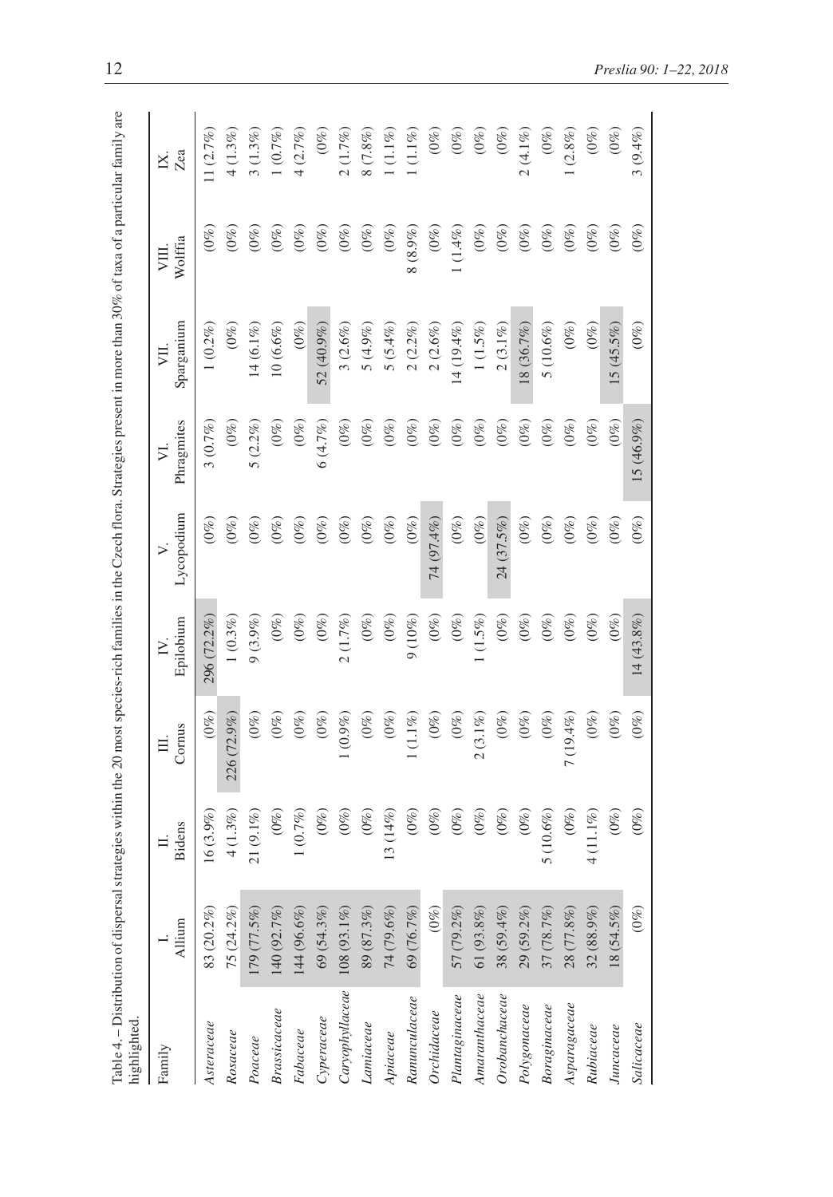Table 4. – Distribution of dispersal strategies within the 20 most species-rich families in the Czech flora. Strategies present in more than 30% of taxa of a particular family are highlighted.

| Family | I. Allium | II. Bidens | III. Cornus | IV. Epilobium | V. Lycopodium | VI. Phragmites | VII. Sparganium | VIII. Wolffia | IX. Zea |
|---|---|---|---|---|---|---|---|---|---|
| *Asteraceae* | 83 (20.2%) | 16 (3.9%) | (0%) | 296 (72.2%) | (0%) | 3 (0.7%) | 1 (0.2%) | (0%) | 11 (2.7%) |
| *Rosaceae* | 75 (24.2%) | 4 (1.3%) | 226 (72.9%) | 1 (0.3%) | (0%) | (0%) | (0%) | (0%) | 4 (1.3%) |
| *Poaceae* | 179 (77.5%) | 21 (9.1%) | (0%) | 9 (3.9%) | (0%) | 5 (2.2%) | 14 (6.1%) | (0%) | 3 (1.3%) |
| *Brassicaceae* | 140 (92.7%) | (0%) | (0%) | (0%) | (0%) | (0%) | 10 (6.6%) | (0%) | 1 (0.7%) |
| *Fabaceae* | 144 (96.6%) | 1 (0.7%) | (0%) | (0%) | (0%) | (0%) | (0%) | (0%) | 4 (2.7%) |
| *Cyperaceae* | 69 (54.3%) | (0%) | (0%) | (0%) | (0%) | 6 (4.7%) | 52 (40.9%) | (0%) | (0%) |
| *Caryophyllaceae* | 108 (93.1%) | (0%) | 1 (0.9%) | 2 (1.7%) | (0%) | (0%) | 3 (2.6%) | (0%) | 2 (1.7%) |
| *Lamiaceae* | 89 (87.3%) | (0%) | (0%) | (0%) | (0%) | (0%) | 5 (4.9%) | (0%) | 8 (7.8%) |
| *Apiaceae* | 74 (79.6%) | 13 (14%) | (0%) | (0%) | (0%) | (0%) | 5 (5.4%) | (0%) | 1 (1.1%) |
| *Ranunculaceae* | 69 (76.7%) | (0%) | 1 (1.1%) | 9 (10%) | (0%) | (0%) | 2 (2.2%) | 8 (8.9%) | 1 (1.1%) |
| *Orchidaceae* | (0%) | (0%) | (0%) | (0%) | 74 (97.4%) | (0%) | 2 (2.6%) | (0%) | (0%) |
| *Plantaginaceae* | 57 (79.2%) | (0%) | (0%) | (0%) | (0%) | (0%) | 14 (19.4%) | 1 (1.4%) | (0%) |
| *Amaranthaceae* | 61 (93.8%) | (0%) | 2 (3.1%) | 1 (1.5%) | (0%) | (0%) | 1 (1.5%) | (0%) | (0%) |
| *Orobanchaceae* | 38 (59.4%) | (0%) | (0%) | (0%) | 24 (37.5%) | (0%) | 2 (3.1%) | (0%) | (0%) |
| *Polygonaceae* | 29 (59.2%) | (0%) | (0%) | (0%) | (0%) | (0%) | 18 (36.7%) | (0%) | 2 (4.1%) |
| *Boraginaceae* | 37 (78.7%) | 5 (10.6%) | (0%) | (0%) | (0%) | (0%) | 5 (10.6%) | (0%) | (0%) |
| *Asparagaceae* | 28 (77.8%) | (0%) | 7 (19.4%) | (0%) | (0%) | (0%) | (0%) | (0%) | 1 (2.8%) |
| *Rubiaceae* | 32 (88.9%) | 4 (11.1%) | (0%) | (0%) | (0%) | (0%) | (0%) | (0%) | (0%) |
| *Juncaceae* | 18 (54.5%) | (0%) | (0%) | (0%) | (0%) | (0%) | 15 (45.5%) | (0%) | (0%) |
| *Salicaceae* | (0%) | (0%) | (0%) | 14 (43.8%) | (0%) | 15 (46.9%) | (0%) | (0%) | 3 (9.4%) |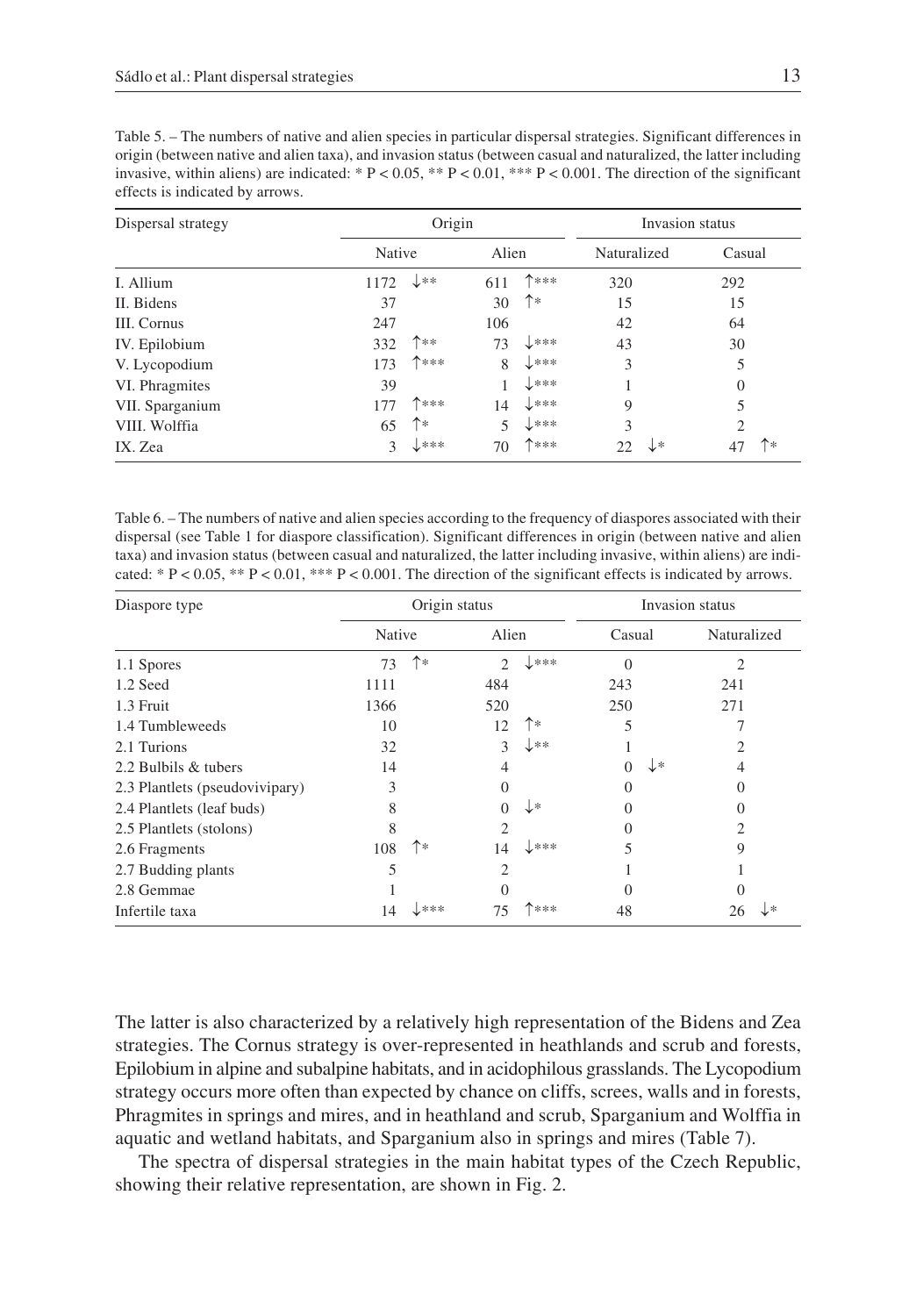Table 5. – The numbers of native and alien species in particular dispersal strategies. Significant differences in origin (between native and alien taxa), and invasion status (between casual and naturalized, the latter including invasive, within aliens) are indicated: * P < 0.05, ** P < 0.01, *** P < 0.001. The direction of the significant effects is indicated by arrows.

| Dispersal strategy | Origin | | Invasion status | |
|---|---|---|---|---|
| | Native | Alien | Naturalized | Casual |
| I. Allium | 1172 ↓** | 611 ↑*** | 320 | 292 |
| II. Bidens | 37 | 30 ↑* | 15 | 15 |
| III. Cornus | 247 | 106 | 42 | 64 |
| IV. Epilobium | 332 ↑** | 73 ↓*** | 43 | 30 |
| V. Lycopodium | 173 ↑*** | 8 ↓*** | 3 | 5 |
| VI. Phragmites | 39 | 1 ↓*** | 1 | 0 |
| VII. Sparganium | 177 ↑*** | 14 ↓*** | 9 | 5 |
| VIII. Wolffia | 65 ↑* | 5 ↓*** | 3 | 2 |
| IX. Zea | 3 ↓*** | 70 ↑*** | 22 ↓* | 47 ↑* |

Table 6. – The numbers of native and alien species according to the frequency of diaspores associated with their dispersal (see Table 1 for diaspore classification). Significant differences in origin (between native and alien taxa) and invasion status (between casual and naturalized, the latter including invasive, within aliens) are indicated: * P < 0.05, ** P < 0.01, *** P < 0.001. The direction of the significant effects is indicated by arrows.

| Diaspore type | Origin status | | Invasion status | |
|---|---|---|---|---|
| | Native | Alien | Casual | Naturalized |
| 1.1 Spores | 73 ↑* | 2 ↓*** | 0 | 2 |
| 1.2 Seed | 1111 | 484 | 243 | 241 |
| 1.3 Fruit | 1366 | 520 | 250 | 271 |
| 1.4 Tumbleweeds | 10 | 12 ↑* | 5 | 7 |
| 2.1 Turions | 32 | 3 ↓** | 1 | 2 |
| 2.2 Bulbils & tubers | 14 | 4 | 0 ↓* | 4 |
| 2.3 Plantlets (pseudovivipary) | 3 | 0 | 0 | 0 |
| 2.4 Plantlets (leaf buds) | 8 | 0 ↓* | 0 | 0 |
| 2.5 Plantlets (stolons) | 8 | 2 | 0 | 2 |
| 2.6 Fragments | 108 ↑* | 14 ↓*** | 5 | 9 |
| 2.7 Budding plants | 5 | 2 | 1 | 1 |
| 2.8 Gemmae | 1 | 0 | 0 | 0 |
| Infertile taxa | 14 ↓*** | 75 ↑*** | 48 | 26 ↓* |

The latter is also characterized by a relatively high representation of the Bidens and Zea strategies. The Cornus strategy is over-represented in heathlands and scrub and forests, Epilobium in alpine and subalpine habitats, and in acidophilous grasslands. The Lycopodium strategy occurs more often than expected by chance on cliffs, screes, walls and in forests, Phragmites in springs and mires, and in heathland and scrub, Sparganium and Wolffia in aquatic and wetland habitats, and Sparganium also in springs and mires (Table 7).

The spectra of dispersal strategies in the main habitat types of the Czech Republic, showing their relative representation, are shown in Fig. 2.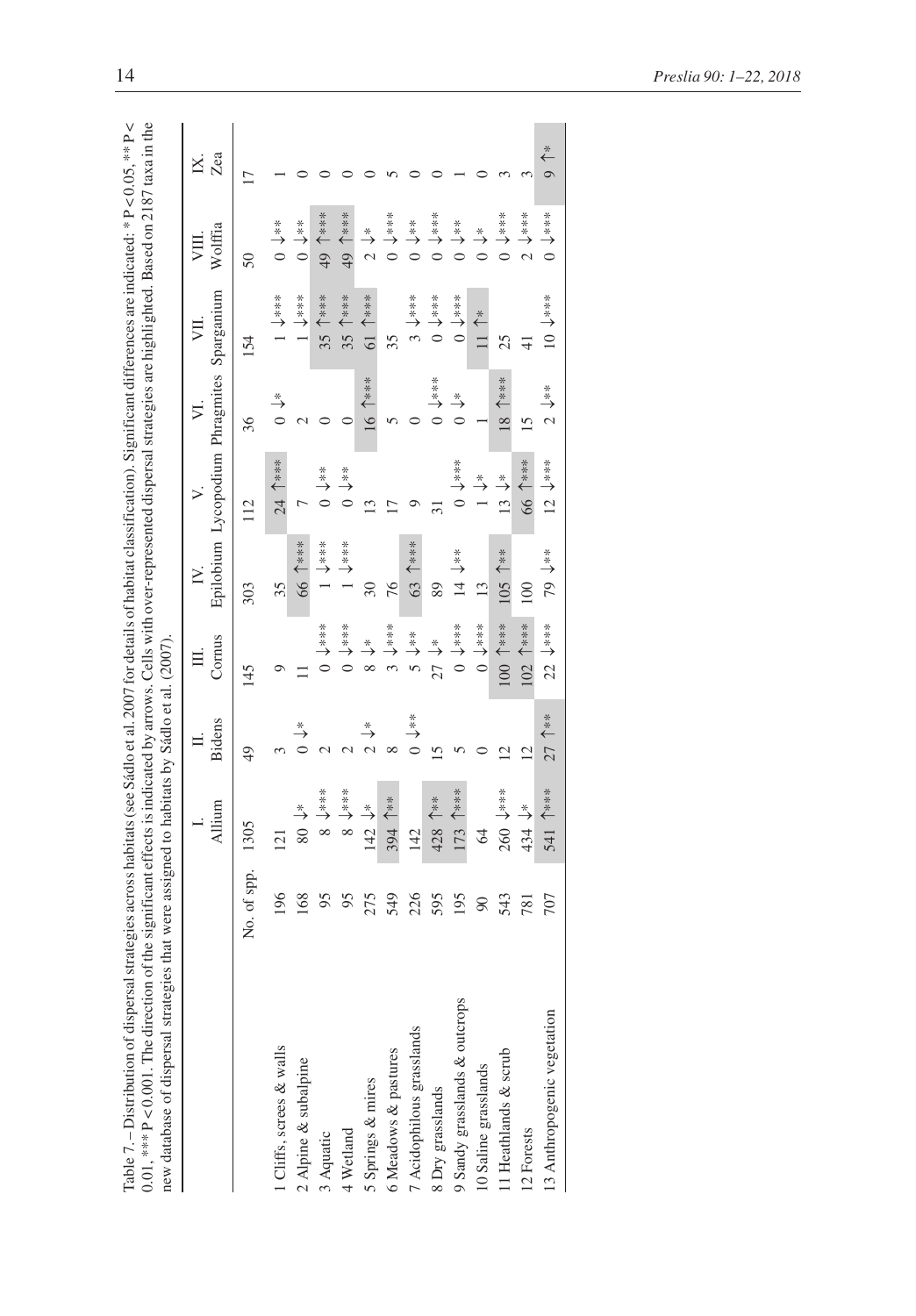Table 7. – Distribution of dispersal strategies across habitats (see Sádlo et al. 2007 for details of habitat classification). Significant differences are indicated: * P < 0.05, ** P < 0.01, *** P < 0.001. The direction of the significant effects is indicated by arrows. Cells with over-represented dispersal strategies are highlighted. Based on 2187 taxa in the new database of dispersal strategies that were assigned to habitats by Sádlo et al. (2007).

| | | I. Allium | II. Bidens | III. Cornus | IV. Epilobium | V. Lycopodium | VI. Phragmites | VII. Sparganium | VIII. Wolffia | IX. Zea |
|---|---|---|---|---|---|---|---|---|---|---|
| | No. of spp. | 1305 | 49 | 145 | 303 | 112 | 36 | 154 | 50 | 17 |
| 1 Cliffs, screes & walls | 196 | 121 | 3 | 9 | 35 | 24 ↑*** | 0 ↓* | 1 ↓*** | 0 ↓** | 1 |
| 2 Alpine & subalpine | 168 | 80 ↓* | 0 ↓* | 11 | 66 ↑*** | 7 | 2 | 1 ↓*** | 0 ↓** | 0 |
| 3 Aquatic | 95 | 8 ↓*** | 2 | 0 ↓*** | 1 ↓*** | 0 ↓** | 0 | 35 ↑*** | 49 ↑*** | 0 |
| 4 Wetland | 95 | 8 ↓*** | 2 | 0 ↓*** | 1 ↓*** | 0 ↓** | 0 | 35 ↑*** | 49 ↑*** | 0 |
| 5 Springs & mires | 275 | 142 ↓* | 2 ↓* | 8 ↓* | 30 | 13 | 16 ↑*** | 61 ↑*** | 2 ↓* | 0 |
| 6 Meadows & pastures | 549 | 394 ↑** | 8 | 3 ↓*** | 76 | 17 | 5 | 35 | 0 ↓*** | 5 |
| 7 Acidophilous grasslands | 226 | 142 | 0 ↓** | 5 ↓** | 63 ↑*** | 9 | 0 | 3 ↓*** | 0 ↓** | 0 |
| 8 Dry grasslands | 595 | 428 ↑** | 15 | 27 ↓* | 89 | 31 | 0 ↓*** | 0 ↓*** | 0 ↓*** | 0 |
| 9 Sandy grasslands & outcrops | 195 | 173 ↑*** | 5 | 0 ↓*** | 14 ↓** | 0 ↓*** | 0 ↓* | 0 ↓*** | 0 ↓** | 1 |
| 10 Saline grasslands | 90 | 64 | 0 | 0 ↓*** | 13 | 1 ↓* | 1 | 11 ↑* | 0 ↓* | 0 |
| 11 Heathlands & scrub | 543 | 260 ↓*** | 12 | 100 ↑*** | 105 ↑** | 13 ↓* | 18 ↑*** | 25 | 0 ↓*** | 3 |
| 12 Forests | 781 | 434 ↓* | 12 | 102 ↑*** | 100 | 66 ↑*** | 15 | 41 | 2 ↓*** | 3 |
| 13 Anthropogenic vegetation | 707 | 541 ↑*** | 27 ↑** | 22 ↓*** | 79 ↓** | 12 ↓*** | 2 ↓** | 10 ↓*** | 0 ↓*** | 9 ↑* |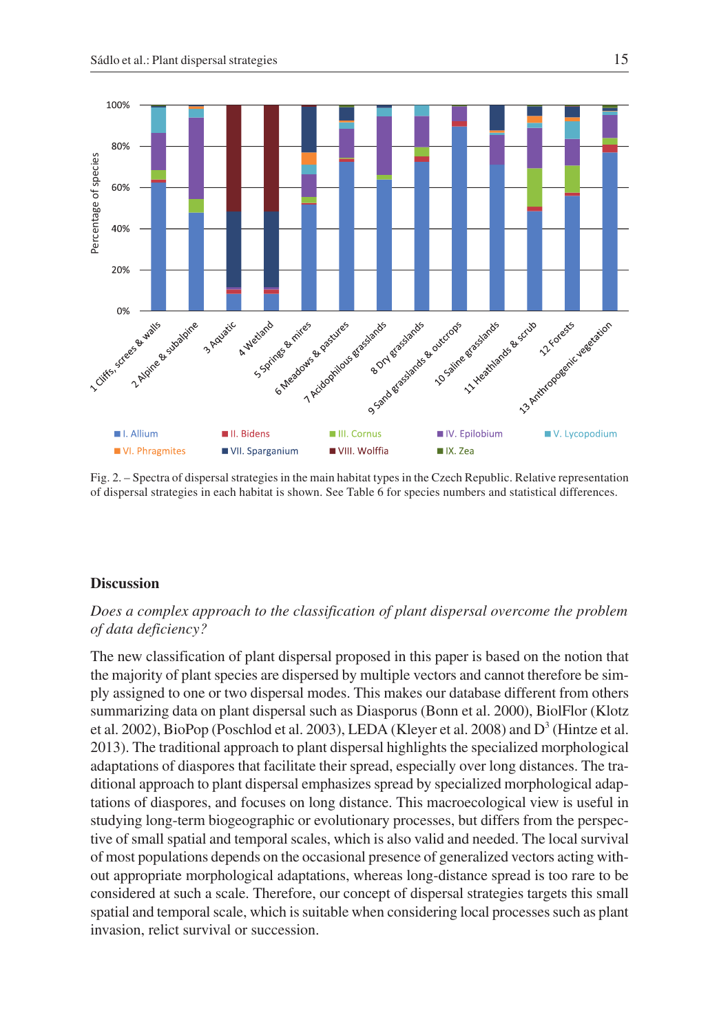Fig. 2. – Spectra of dispersal strategies in the main habitat types in the Czech Republic. Relative representation of dispersal strategies in each habitat is shown. See Table 6 for species numbers and statistical differences.

## Discussion

*Does a complex approach to the classification of plant dispersal overcome the problem of data deficiency?*

The new classification of plant dispersal proposed in this paper is based on the notion that the majority of plant species are dispersed by multiple vectors and cannot therefore be simply assigned to one or two dispersal modes. This makes our database different from others summarizing data on plant dispersal such as Diasporus (Bonn et al. 2000), BiolFlor (Klotz et al. 2002), BioPop (Poschlod et al. 2003), LEDA (Kleyer et al. 2008) and D$^3$ (Hintze et al. 2013). The traditional approach to plant dispersal highlights the specialized morphological adaptations of diaspores that facilitate their spread, especially over long distances. The traditional approach to plant dispersal emphasizes spread by specialized morphological adaptations of diaspores, and focuses on long distance. This macroecological view is useful in studying long-term biogeographic or evolutionary processes, but differs from the perspective of small spatial and temporal scales, which is also valid and needed. The local survival of most populations depends on the occasional presence of generalized vectors acting without appropriate morphological adaptations, whereas long-distance spread is too rare to be considered at such a scale. Therefore, our concept of dispersal strategies targets this small spatial and temporal scale, which is suitable when considering local processes such as plant invasion, relict survival or succession.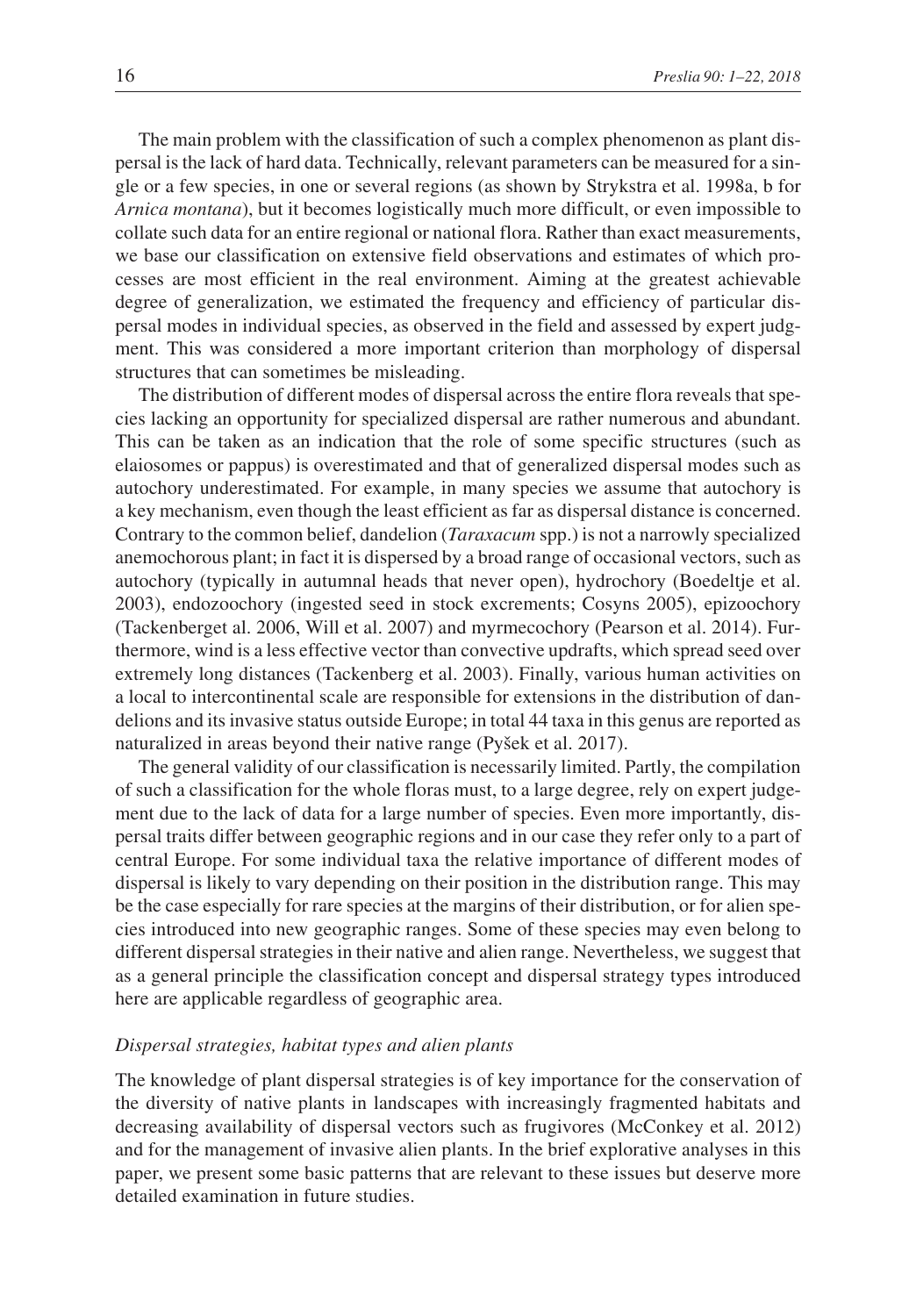The main problem with the classification of such a complex phenomenon as plant dispersal is the lack of hard data. Technically, relevant parameters can be measured for a single or a few species, in one or several regions (as shown by Strykstra et al. 1998a, b for *Arnica montana*), but it becomes logistically much more difficult, or even impossible to collate such data for an entire regional or national flora. Rather than exact measurements, we base our classification on extensive field observations and estimates of which processes are most efficient in the real environment. Aiming at the greatest achievable degree of generalization, we estimated the frequency and efficiency of particular dispersal modes in individual species, as observed in the field and assessed by expert judgment. This was considered a more important criterion than morphology of dispersal structures that can sometimes be misleading.

The distribution of different modes of dispersal across the entire flora reveals that species lacking an opportunity for specialized dispersal are rather numerous and abundant. This can be taken as an indication that the role of some specific structures (such as elaiosomes or pappus) is overestimated and that of generalized dispersal modes such as autochory underestimated. For example, in many species we assume that autochory is a key mechanism, even though the least efficient as far as dispersal distance is concerned. Contrary to the common belief, dandelion (*Taraxacum* spp.) is not a narrowly specialized anemochorous plant; in fact it is dispersed by a broad range of occasional vectors, such as autochory (typically in autumnal heads that never open), hydrochory (Boedeltje et al. 2003), endozoochory (ingested seed in stock excrements; Cosyns 2005), epizoochory (Tackenberget al. 2006, Will et al. 2007) and myrmecochory (Pearson et al. 2014). Furthermore, wind is a less effective vector than convective updrafts, which spread seed over extremely long distances (Tackenberg et al. 2003). Finally, various human activities on a local to intercontinental scale are responsible for extensions in the distribution of dandelions and its invasive status outside Europe; in total 44 taxa in this genus are reported as naturalized in areas beyond their native range (Pyšek et al. 2017).

The general validity of our classification is necessarily limited. Partly, the compilation of such a classification for the whole floras must, to a large degree, rely on expert judgement due to the lack of data for a large number of species. Even more importantly, dispersal traits differ between geographic regions and in our case they refer only to a part of central Europe. For some individual taxa the relative importance of different modes of dispersal is likely to vary depending on their position in the distribution range. This may be the case especially for rare species at the margins of their distribution, or for alien species introduced into new geographic ranges. Some of these species may even belong to different dispersal strategies in their native and alien range. Nevertheless, we suggest that as a general principle the classification concept and dispersal strategy types introduced here are applicable regardless of geographic area.

### *Dispersal strategies, habitat types and alien plants*

The knowledge of plant dispersal strategies is of key importance for the conservation of the diversity of native plants in landscapes with increasingly fragmented habitats and decreasing availability of dispersal vectors such as frugivores (McConkey et al. 2012) and for the management of invasive alien plants. In the brief explorative analyses in this paper, we present some basic patterns that are relevant to these issues but deserve more detailed examination in future studies.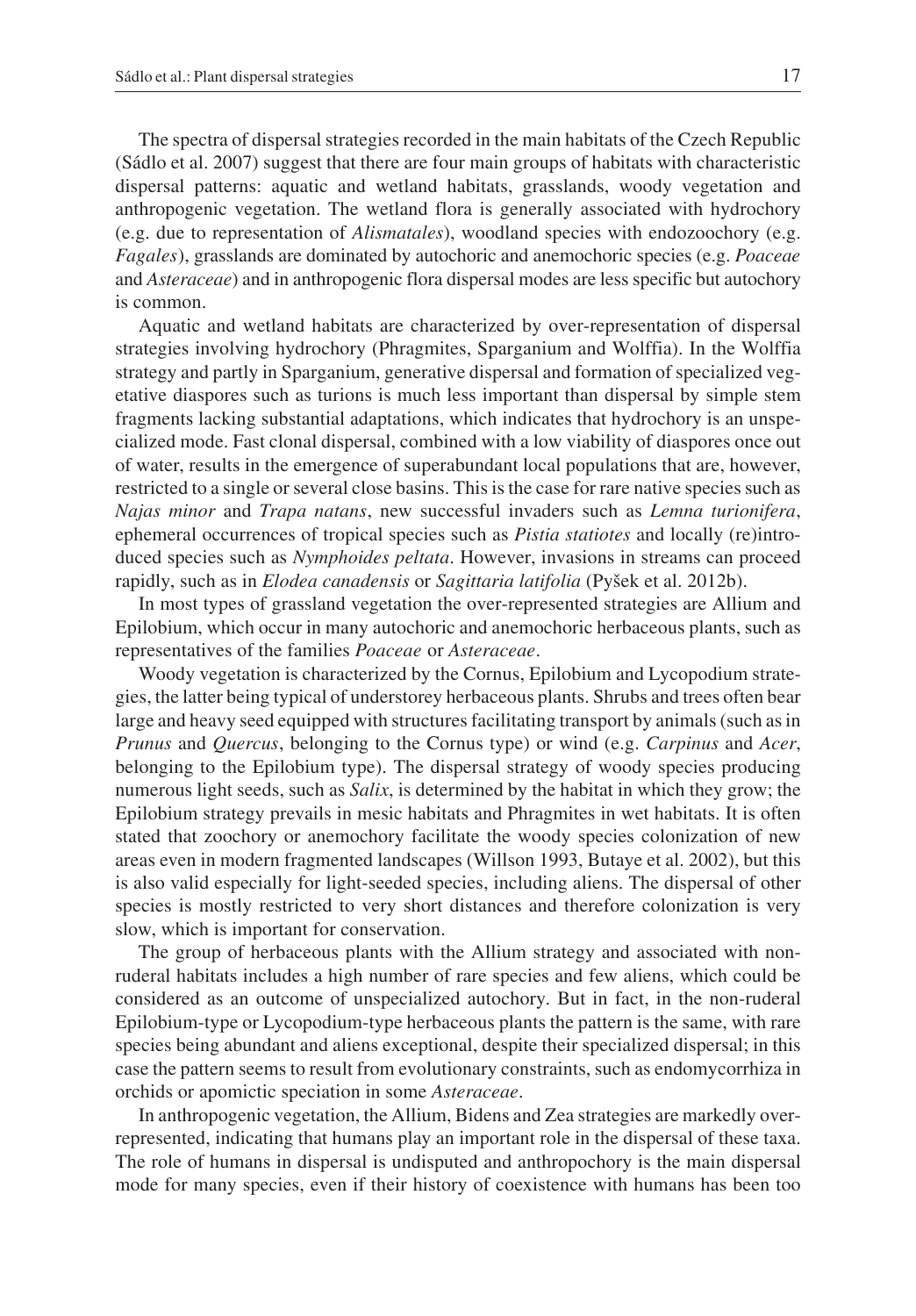The spectra of dispersal strategies recorded in the main habitats of the Czech Republic (Sádlo et al. 2007) suggest that there are four main groups of habitats with characteristic dispersal patterns: aquatic and wetland habitats, grasslands, woody vegetation and anthropogenic vegetation. The wetland flora is generally associated with hydrochory (e.g. due to representation of *Alismatales*), woodland species with endozoochory (e.g. *Fagales*), grasslands are dominated by autochoric and anemochoric species (e.g. *Poaceae* and *Asteraceae*) and in anthropogenic flora dispersal modes are less specific but autochory is common.

Aquatic and wetland habitats are characterized by over-representation of dispersal strategies involving hydrochory (Phragmites, Sparganium and Wolffia). In the Wolffia strategy and partly in Sparganium, generative dispersal and formation of specialized vegetative diaspores such as turions is much less important than dispersal by simple stem fragments lacking substantial adaptations, which indicates that hydrochory is an unspecialized mode. Fast clonal dispersal, combined with a low viability of diaspores once out of water, results in the emergence of superabundant local populations that are, however, restricted to a single or several close basins. This is the case for rare native species such as *Najas minor* and *Trapa natans*, new successful invaders such as *Lemna turionifera*, ephemeral occurrences of tropical species such as *Pistia statiotes* and locally (re)introduced species such as *Nymphoides peltata*. However, invasions in streams can proceed rapidly, such as in *Elodea canadensis* or *Sagittaria latifolia* (Pyšek et al. 2012b).

In most types of grassland vegetation the over-represented strategies are Allium and Epilobium, which occur in many autochoric and anemochoric herbaceous plants, such as representatives of the families *Poaceae* or *Asteraceae*.

Woody vegetation is characterized by the Cornus, Epilobium and Lycopodium strategies, the latter being typical of understorey herbaceous plants. Shrubs and trees often bear large and heavy seed equipped with structures facilitating transport by animals (such as in *Prunus* and *Quercus*, belonging to the Cornus type) or wind (e.g. *Carpinus* and *Acer*, belonging to the Epilobium type). The dispersal strategy of woody species producing numerous light seeds, such as *Salix*, is determined by the habitat in which they grow; the Epilobium strategy prevails in mesic habitats and Phragmites in wet habitats. It is often stated that zoochory or anemochory facilitate the woody species colonization of new areas even in modern fragmented landscapes (Willson 1993, Butaye et al. 2002), but this is also valid especially for light-seeded species, including aliens. The dispersal of other species is mostly restricted to very short distances and therefore colonization is very slow, which is important for conservation.

The group of herbaceous plants with the Allium strategy and associated with non-ruderal habitats includes a high number of rare species and few aliens, which could be considered as an outcome of unspecialized autochory. But in fact, in the non-ruderal Epilobium-type or Lycopodium-type herbaceous plants the pattern is the same, with rare species being abundant and aliens exceptional, despite their specialized dispersal; in this case the pattern seems to result from evolutionary constraints, such as endomycorrhiza in orchids or apomictic speciation in some *Asteraceae*.

In anthropogenic vegetation, the Allium, Bidens and Zea strategies are markedly over-represented, indicating that humans play an important role in the dispersal of these taxa. The role of humans in dispersal is undisputed and anthropochory is the main dispersal mode for many species, even if their history of coexistence with humans has been too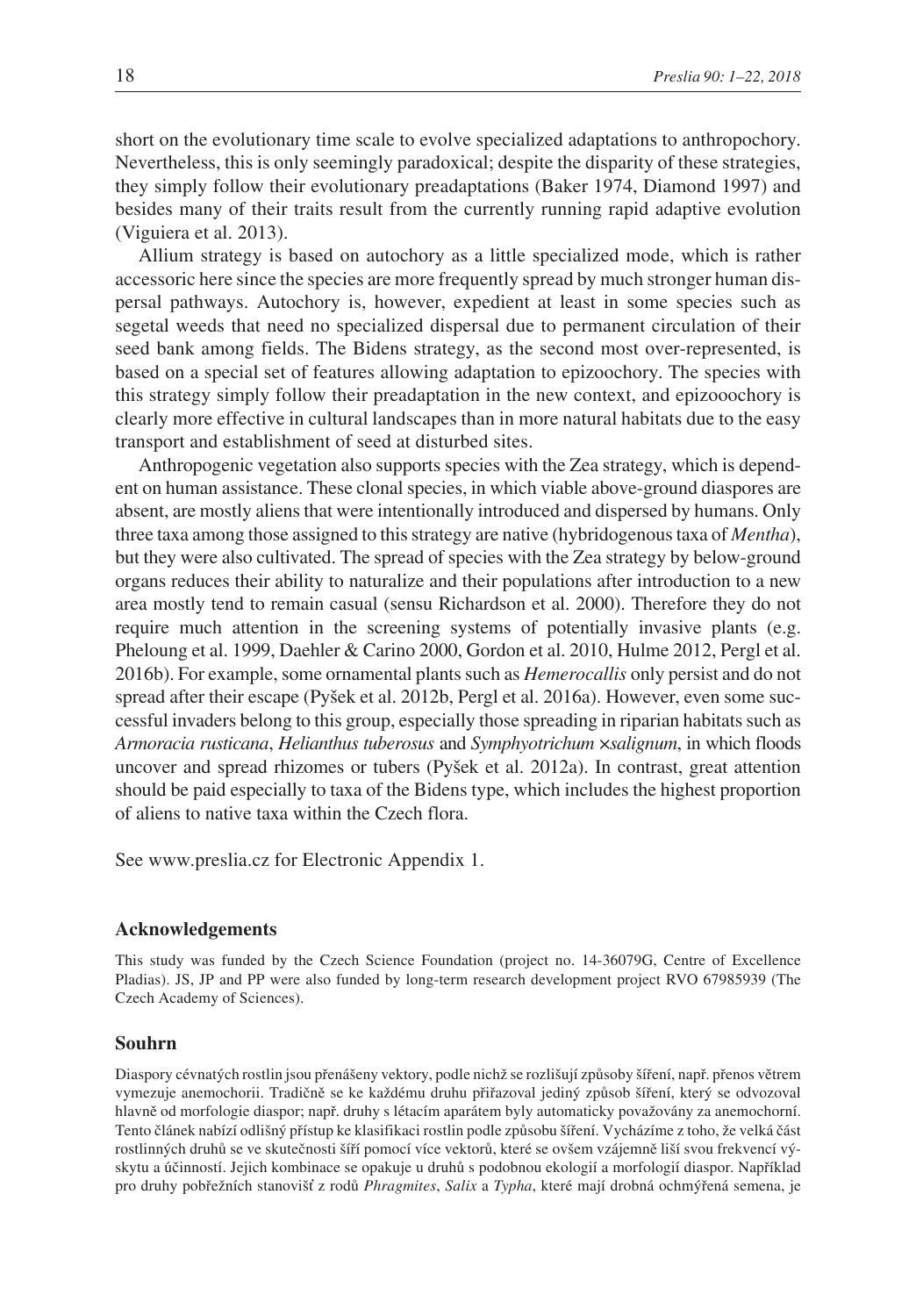short on the evolutionary time scale to evolve specialized adaptations to anthropochory. Nevertheless, this is only seemingly paradoxical; despite the disparity of these strategies, they simply follow their evolutionary preadaptations (Baker 1974, Diamond 1997) and besides many of their traits result from the currently running rapid adaptive evolution (Viguiera et al. 2013).

Allium strategy is based on autochory as a little specialized mode, which is rather accessoric here since the species are more frequently spread by much stronger human dispersal pathways. Autochory is, however, expedient at least in some species such as segetal weeds that need no specialized dispersal due to permanent circulation of their seed bank among fields. The Bidens strategy, as the second most over-represented, is based on a special set of features allowing adaptation to epizoochory. The species with this strategy simply follow their preadaptation in the new context, and epizooochory is clearly more effective in cultural landscapes than in more natural habitats due to the easy transport and establishment of seed at disturbed sites.

Anthropogenic vegetation also supports species with the Zea strategy, which is dependent on human assistance. These clonal species, in which viable above-ground diaspores are absent, are mostly aliens that were intentionally introduced and dispersed by humans. Only three taxa among those assigned to this strategy are native (hybridogenous taxa of *Mentha*), but they were also cultivated. The spread of species with the Zea strategy by below-ground organs reduces their ability to naturalize and their populations after introduction to a new area mostly tend to remain casual (sensu Richardson et al. 2000). Therefore they do not require much attention in the screening systems of potentially invasive plants (e.g. Pheloung et al. 1999, Daehler & Carino 2000, Gordon et al. 2010, Hulme 2012, Pergl et al. 2016b). For example, some ornamental plants such as *Hemerocallis* only persist and do not spread after their escape (Pyšek et al. 2012b, Pergl et al. 2016a). However, even some successful invaders belong to this group, especially those spreading in riparian habitats such as *Armoracia rusticana*, *Helianthus tuberosus* and *Symphyotrichum* ×*salignum*, in which floods uncover and spread rhizomes or tubers (Pyšek et al. 2012a). In contrast, great attention should be paid especially to taxa of the Bidens type, which includes the highest proportion of aliens to native taxa within the Czech flora.

See www.preslia.cz for Electronic Appendix 1.

## Acknowledgements

This study was funded by the Czech Science Foundation (project no. 14-36079G, Centre of Excellence Pladias). JS, JP and PP were also funded by long-term research development project RVO 67985939 (The Czech Academy of Sciences).

## Souhrn

Diaspory cévnatých rostlin jsou přenášeny vektory, podle nichž se rozlišují způsoby šíření, např. přenos větrem vymezuje anemochorii. Tradičně se ke každému druhu přiřazoval jediný způsob šíření, který se odvozoval hlavně od morfologie diaspor; např. druhy s létacím aparátem byly automaticky považovány za anemochorní. Tento článek nabízí odlišný přístup ke klasifikaci rostlin podle způsobu šíření. Vycházíme z toho, že velká část rostlinných druhů se ve skutečnosti šíří pomocí více vektorů, které se ovšem vzájemně liší svou frekvencí výskytu a účinností. Jejich kombinace se opakuje u druhů s podobnou ekologií a morfologií diaspor. Například pro druhy pobřežních stanovišť z rodů *Phragmites*, *Salix* a *Typha*, které mají drobná ochmýřená semena, je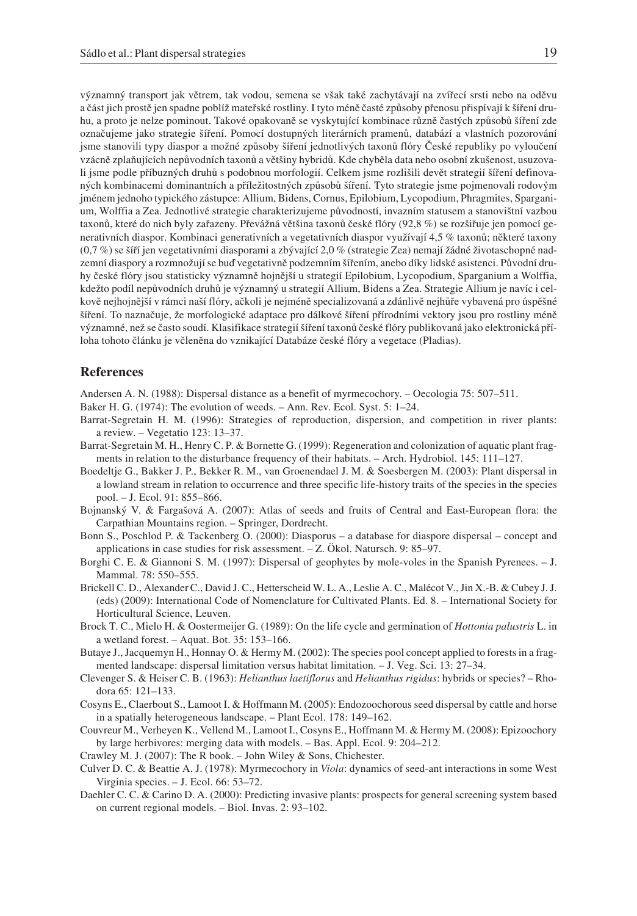významný transport jak větrem, tak vodou, semena se však také zachytávají na zvířecí srsti nebo na oděvu a část jich prostě jen spadne poblíž mateřské rostliny. I tyto méně časté způsoby přenosu přispívají k šíření druhu, a proto je nelze pominout. Takové opakovaně se vyskytující kombinace různě častých způsobů šíření zde označujeme jako strategie šíření. Pomocí dostupných literárních pramenů, databází a vlastních pozorování jsme stanovili typy diaspor a možné způsoby šíření jednotlivých taxonů flóry České republiky po vyloučení vzácně zplaňujících nepůvodních taxonů a většiny hybridů. Kde chyběla data nebo osobní zkušenost, usuzovali jsme podle příbuzných druhů s podobnou morfologií. Celkem jsme rozlišili devět strategií šíření definovaných kombinacemi dominantních a příležitostných způsobů šíření. Tyto strategie jsme pojmenovali rodovým jménem jednoho typického zástupce: Allium, Bidens, Cornus, Epilobium, Lycopodium, Phragmites, Sparganium, Wolffia a Zea. Jednotlivé strategie charakterizujeme původností, invazním statusem a stanovištní vazbou taxonů, které do nich byly zařazeny. Převážná většina taxonů české flóry (92,8 %) se rozšiřuje jen pomocí generativních diaspor. Kombinaci generativních a vegetativních diaspor využívají 4,5 % taxonů; některé taxony (0,7 %) se šíří jen vegetativními diasporami a zbývající 2,0 % (strategie Zea) nemají žádné životaschopné nadzemní diaspory a rozmnožují se buď vegetativně podzemním šířením, anebo díky lidské asistenci. Původní druhy české flóry jsou statisticky významně hojnější u strategií Epilobium, Lycopodium, Sparganium a Wolffia, kdežto podíl nepůvodních druhů je významný u strategií Allium, Bidens a Zea. Strategie Allium je navíc i celkově nejhojnější v rámci naší flóry, ačkoli je nejméně specializovaná a zdánlivě nejhůře vybavená pro úspěšné šíření. To naznačuje, že morfologické adaptace pro dálkové šíření přírodními vektory jsou pro rostliny méně významné, než se často soudí. Klasifikace strategií šíření taxonů české flóry publikovaná jako elektronická příloha tohoto článku je včleněna do vznikající Databáze české flóry a vegetace (Pladias).

## References

Andersen A. N. (1988): Dispersal distance as a benefit of myrmecochory. – Oecologia 75: 507–511.

Baker H. G. (1974): The evolution of weeds. – Ann. Rev. Ecol. Syst. 5: 1–24.

Barrat-Segretain H. M. (1996): Strategies of reproduction, dispersion, and competition in river plants: a review. – Vegetatio 123: 13–37.

Barrat-Segretain M. H., Henry C. P. & Bornette G. (1999): Regeneration and colonization of aquatic plant fragments in relation to the disturbance frequency of their habitats. – Arch. Hydrobiol. 145: 111–127.

Boedeltje G., Bakker J. P., Bekker R. M., van Groenendael J. M. & Soesbergen M. (2003): Plant dispersal in a lowland stream in relation to occurrence and three specific life-history traits of the species in the species pool. – J. Ecol. 91: 855–866.

Bojnanský V. & Fargašová A. (2007): Atlas of seeds and fruits of Central and East-European flora: the Carpathian Mountains region. – Springer, Dordrecht.

Bonn S., Poschlod P. & Tackenberg O. (2000): Diasporus – a database for diaspore dispersal – concept and applications in case studies for risk assessment. – Z. Ökol. Natursch. 9: 85–97.

Borghi C. E. & Giannoni S. M. (1997): Dispersal of geophytes by mole-voles in the Spanish Pyrenees. – J. Mammal. 78: 550–555.

Brickell C. D., Alexander C., David J. C., Hetterscheid W. L. A., Leslie A. C., Malécot V., Jin X.-B. & Cubey J. J. (eds) (2009): International Code of Nomenclature for Cultivated Plants. Ed. 8. – International Society for Horticultural Science, Leuven.

Brock T. C., Mielo H. & Oostermeijer G. (1989): On the life cycle and germination of *Hottonia palustris* L. in a wetland forest. – Aquat. Bot. 35: 153–166.

Butaye J., Jacquemyn H., Honnay O. & Hermy M. (2002): The species pool concept applied to forests in a fragmented landscape: dispersal limitation versus habitat limitation. – J. Veg. Sci. 13: 27–34.

Clevenger S. & Heiser C. B. (1963): *Helianthus laetiflorus* and *Helianthus rigidus*: hybrids or species? – Rhodora 65: 121–133.

Cosyns E., Claerbout S., Lamoot I. & Hoffmann M. (2005): Endozoochorous seed dispersal by cattle and horse in a spatially heterogeneous landscape. – Plant Ecol. 178: 149–162.

Couvreur M., Verheyen K., Vellend M., Lamoot I., Cosyns E., Hoffmann M. & Hermy M. (2008): Epizoochory by large herbivores: merging data with models. – Bas. Appl. Ecol. 9: 204–212.

Crawley M. J. (2007): The R book. – John Wiley & Sons, Chichester.

Culver D. C. & Beattie A. J. (1978): Myrmecochory in *Viola*: dynamics of seed-ant interactions in some West Virginia species. – J. Ecol. 66: 53–72.

Daehler C. C. & Carino D. A. (2000): Predicting invasive plants: prospects for general screening system based on current regional models. – Biol. Invas. 2: 93–102.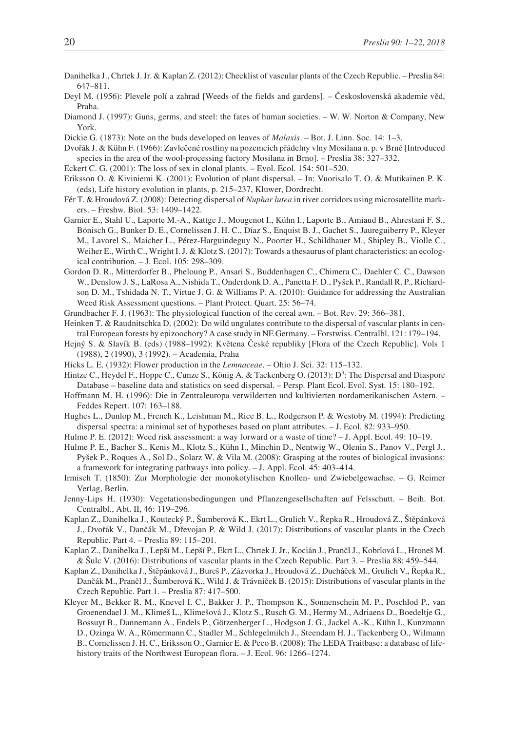Danihelka J., Chrtek J. Jr. & Kaplan Z. (2012): Checklist of vascular plants of the Czech Republic. – Preslia 84: 647–811.

Deyl M. (1956): Plevele polí a zahrad [Weeds of the fields and gardens]. – Československá akademie věd, Praha.

Diamond J. (1997): Guns, germs, and steel: the fates of human societies. – W. W. Norton & Company, New York.

Dickie G. (1873): Note on the buds developed on leaves of *Malaxis*. – Bot. J. Linn. Soc. 14: 1–3.

Dvořák J. & Kühn F. (1966): Zavlečené rostliny na pozemcích přádelny vlny Mosilana n. p. v Brně [Introduced species in the area of the wool-processing factory Mosilana in Brno]. – Preslia 38: 327–332.

Eckert C. G. (2001): The loss of sex in clonal plants. – Evol. Ecol. 154: 501–520.

Eriksson O. & Kiviniemi K. (2001): Evolution of plant dispersal. – In: Vuorisalo T. O. & Mutikainen P. K. (eds), Life history evolution in plants, p. 215–237, Kluwer, Dordrecht.

Fér T. & Hroudová Z. (2008): Detecting dispersal of *Nuphar lutea* in river corridors using microsatellite markers. – Freshw. Biol. 53: 1409–1422.

Garnier E., Stahl U., Laporte M.-A., Kattge J., Mougenot I., Kühn I., Laporte B., Amiaud B., Ahrestani F. S., Bönisch G., Bunker D. E., Cornelissen J. H. C., Díaz S., Enquist B. J., Gachet S., Jaureguiberry P., Kleyer M., Lavorel S., Maicher L., Pérez-Harguindeguy N., Poorter H., Schildhauer M., Shipley B., Violle C., Weiher E., Wirth C., Wright I. J. & Klotz S. (2017): Towards a thesaurus of plant characteristics: an ecological contribution. – J. Ecol. 105: 298–309.

Gordon D. R., Mitterdorfer B., Pheloung P., Ansari S., Buddenhagen C., Chimera C., Daehler C. C., Dawson W., Denslow J. S., LaRosa A., Nishida T., Onderdonk D. A., Panetta F. D., Pyšek P., Randall R. P., Richardson D. M., Tshidada N. T., Virtue J. G. & Williams P. A. (2010): Guidance for addressing the Australian Weed Risk Assessment questions. – Plant Protect. Quart. 25: 56–74.

Grundbacher F. J. (1963): The physiological function of the cereal awn. – Bot. Rev. 29: 366–381.

Heinken T. & Raudnitschka D. (2002): Do wild ungulates contribute to the dispersal of vascular plants in central European forests by epizoochory? A case study in NE Germany. – Forstwiss. Centralbl. 121: 179–194.

Hejný S. & Slavík B. (eds) (1988–1992): Květena České republiky [Flora of the Czech Republic]. Vols 1 (1988), 2 (1990), 3 (1992). – Academia, Praha

Hicks L. E. (1932): Flower production in the *Lemnaceae*. – Ohio J. Sci. 32: 115–132.

Hintze C., Heydel F., Hoppe C., Cunze S., König A. & Tackenberg O. (2013): $D^3$: The Dispersal and Diaspore Database – baseline data and statistics on seed dispersal. – Persp. Plant Ecol. Evol. Syst. 15: 180–192.

Hoffmann M. H. (1996): Die in Zentraleuropa verwilderten und kultivierten nordamerikanischen Astern. – Feddes Repert. 107: 163–188.

Hughes L., Dunlop M., French K., Leishman M., Rice B. L., Rodgerson P. & Westoby M. (1994): Predicting dispersal spectra: a minimal set of hypotheses based on plant attributes. – J. Ecol. 82: 933–950.

Hulme P. E. (2012): Weed risk assessment: a way forward or a waste of time? – J. Appl. Ecol. 49: 10–19.

Hulme P. E., Bacher S., Kenis M., Klotz S., Kühn I., Minchin D., Nentwig W., Olenin S., Panov V., Pergl J., Pyšek P., Roques A., Sol D., Solarz W. & Vila M. (2008): Grasping at the routes of biological invasions: a framework for integrating pathways into policy. – J. Appl. Ecol. 45: 403–414.

Irmisch T. (1850): Zur Morphologie der monokotylischen Knollen- und Zwiebelgewachse. – G. Reimer Verlag, Berlin.

Jenny-Lips H. (1930): Vegetationsbedingungen und Pflanzengesellschaften auf Felsschutt. – Beih. Bot. Centralbl., Abt. II, 46: 119–296.

Kaplan Z., Danihelka J., Koutecký P., Šumberová K., Ekrt L., Grulich V., Řepka R., Hroudová Z., Štěpánková J., Dvořák V., Dančák M., Dřevojan P. & Wild J. (2017): Distributions of vascular plants in the Czech Republic. Part 4. – Preslia 89: 115–201.

Kaplan Z., Danihelka J., Lepší M., Lepší P., Ekrt L., Chrtek J. Jr., Kocián J., Prančl J., Kobrlová L., Hroneš M. & Šulc V. (2016): Distributions of vascular plants in the Czech Republic. Part 3. – Preslia 88: 459–544.

Kaplan Z., Danihelka J., Štěpánková J., Bureš P., Zázvorka J., Hroudová Z., Ducháček M., Grulich V., Řepka R., Dančák M., Prančl J., Šumberová K., Wild J. & Trávníček B. (2015): Distributions of vascular plants in the Czech Republic. Part 1. – Preslia 87: 417–500.

Kleyer M., Bekker R. M., Knevel I. C., Bakker J. P., Thompson K., Sonnenschein M. P., Poschlod P., van Groenendael J. M., Klimeš L., Klimešová J., Klotz S., Rusch G. M., Hermy M., Adriaens D., Boedeltje G., Bossuyt B., Dannemann A., Endels P., Götzenberger L., Hodgson J. G., Jackel A.-K., Kühn I., Kunzmann D., Ozinga W. A., Römermann C., Stadler M., Schlegelmilch J., Steendam H. J., Tackenberg O., Wilmann B., Cornelissen J. H. C., Eriksson O., Garnier E. & Peco B. (2008): The LEDA Traitbase: a database of life-history traits of the Northwest European flora. – J. Ecol. 96: 1266–1274.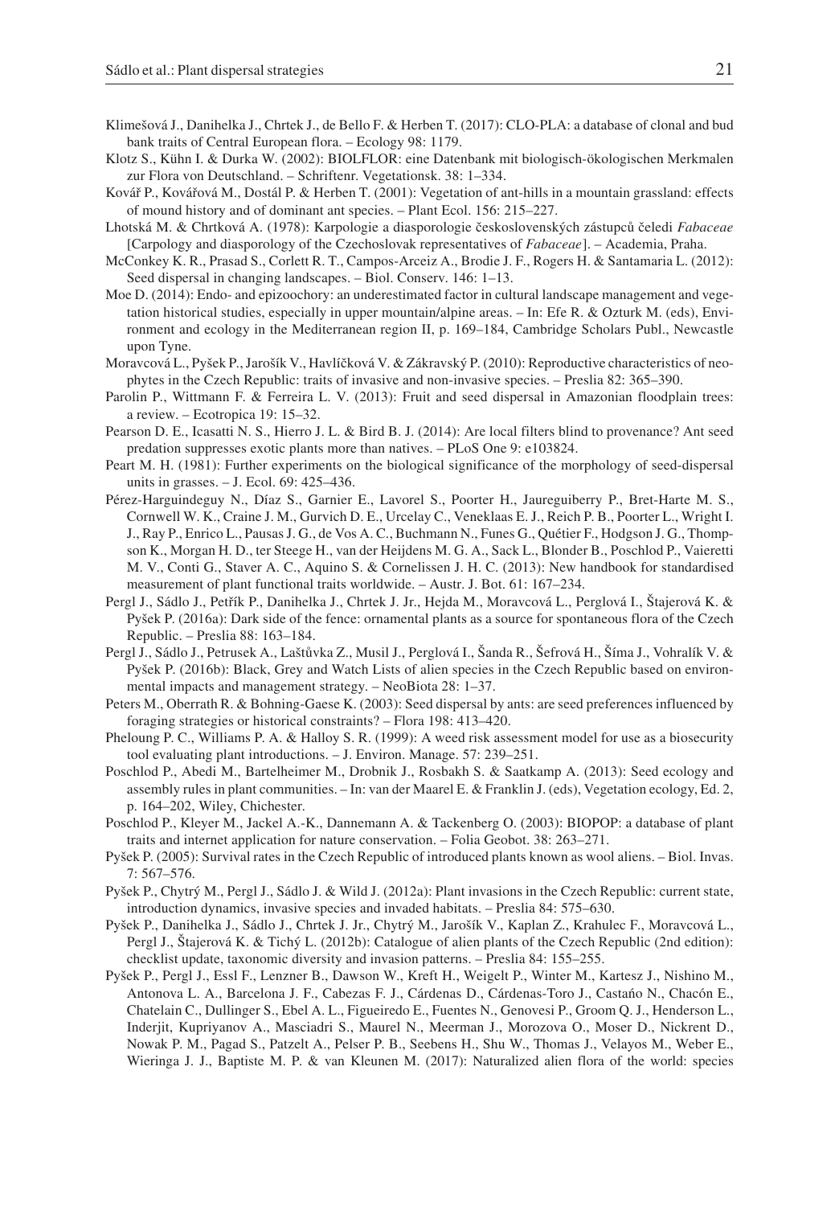Klimešová J., Danihelka J., Chrtek J., de Bello F. & Herben T. (2017): CLO-PLA: a database of clonal and bud bank traits of Central European flora. – Ecology 98: 1179.

Klotz S., Kühn I. & Durka W. (2002): BIOLFLOR: eine Datenbank mit biologisch-ökologischen Merkmalen zur Flora von Deutschland. – Schriftenr. Vegetationsk. 38: 1–334.

Kovář P., Kovářová M., Dostál P. & Herben T. (2001): Vegetation of ant-hills in a mountain grassland: effects of mound history and of dominant ant species. – Plant Ecol. 156: 215–227.

Lhotská M. & Chrtková A. (1978): Karpologie a diasporologie československých zástupců čeledi *Fabaceae* [Carpology and diasporology of the Czechoslovak representatives of *Fabaceae*]. – Academia, Praha.

McConkey K. R., Prasad S., Corlett R. T., Campos-Arceiz A., Brodie J. F., Rogers H. & Santamaria L. (2012): Seed dispersal in changing landscapes. – Biol. Conserv. 146: 1–13.

Moe D. (2014): Endo- and epizoochory: an underestimated factor in cultural landscape management and vegetation historical studies, especially in upper mountain/alpine areas. – In: Efe R. & Ozturk M. (eds), Environment and ecology in the Mediterranean region II, p. 169–184, Cambridge Scholars Publ., Newcastle upon Tyne.

Moravcová L., Pyšek P., Jarošík V., Havlíčková V. & Zákravský P. (2010): Reproductive characteristics of neophytes in the Czech Republic: traits of invasive and non-invasive species. – Preslia 82: 365–390.

Parolin P., Wittmann F. & Ferreira L. V. (2013): Fruit and seed dispersal in Amazonian floodplain trees: a review. – Ecotropica 19: 15–32.

Pearson D. E., Icasatti N. S., Hierro J. L. & Bird B. J. (2014): Are local filters blind to provenance? Ant seed predation suppresses exotic plants more than natives. – PLoS One 9: e103824.

Peart M. H. (1981): Further experiments on the biological significance of the morphology of seed-dispersal units in grasses. – J. Ecol. 69: 425–436.

Pérez-Harguindeguy N., Díaz S., Garnier E., Lavorel S., Poorter H., Jaureguiberry P., Bret-Harte M. S., Cornwell W. K., Craine J. M., Gurvich D. E., Urcelay C., Veneklaas E. J., Reich P. B., Poorter L., Wright I. J., Ray P., Enrico L., Pausas J. G., de Vos A. C., Buchmann N., Funes G., Quétier F., Hodgson J. G., Thompson K., Morgan H. D., ter Steege H., van der Heijdens M. G. A., Sack L., Blonder B., Poschlod P., Vaieretti M. V., Conti G., Staver A. C., Aquino S. & Cornelissen J. H. C. (2013): New handbook for standardised measurement of plant functional traits worldwide. – Austr. J. Bot. 61: 167–234.

Pergl J., Sádlo J., Petřík P., Danihelka J., Chrtek J. Jr., Hejda M., Moravcová L., Perglová I., Štajerová K. & Pyšek P. (2016a): Dark side of the fence: ornamental plants as a source for spontaneous flora of the Czech Republic. – Preslia 88: 163–184.

Pergl J., Sádlo J., Petrusek A., Laštůvka Z., Musil J., Perglová I., Šanda R., Šefrová H., Šíma J., Vohralík V. & Pyšek P. (2016b): Black, Grey and Watch Lists of alien species in the Czech Republic based on environmental impacts and management strategy. – NeoBiota 28: 1–37.

Peters M., Oberrath R. & Bohning-Gaese K. (2003): Seed dispersal by ants: are seed preferences influenced by foraging strategies or historical constraints? – Flora 198: 413–420.

Pheloung P. C., Williams P. A. & Halloy S. R. (1999): A weed risk assessment model for use as a biosecurity tool evaluating plant introductions. – J. Environ. Manage. 57: 239–251.

Poschlod P., Abedi M., Bartelheimer M., Drobnik J., Rosbakh S. & Saatkamp A. (2013): Seed ecology and assembly rules in plant communities. – In: van der Maarel E. & Franklin J. (eds), Vegetation ecology, Ed. 2, p. 164–202, Wiley, Chichester.

Poschlod P., Kleyer M., Jackel A.-K., Dannemann A. & Tackenberg O. (2003): BIOPOP: a database of plant traits and internet application for nature conservation. – Folia Geobot. 38: 263–271.

Pyšek P. (2005): Survival rates in the Czech Republic of introduced plants known as wool aliens. – Biol. Invas. 7: 567–576.

Pyšek P., Chytrý M., Pergl J., Sádlo J. & Wild J. (2012a): Plant invasions in the Czech Republic: current state, introduction dynamics, invasive species and invaded habitats. – Preslia 84: 575–630.

Pyšek P., Danihelka J., Sádlo J., Chrtek J. Jr., Chytrý M., Jarošík V., Kaplan Z., Krahulec F., Moravcová L., Pergl J., Štajerová K. & Tichý L. (2012b): Catalogue of alien plants of the Czech Republic (2nd edition): checklist update, taxonomic diversity and invasion patterns. – Preslia 84: 155–255.

Pyšek P., Pergl J., Essl F., Lenzner B., Dawson W., Kreft H., Weigelt P., Winter M., Kartesz J., Nishino M., Antonova L. A., Barcelona J. F., Cabezas F. J., Cárdenas D., Cárdenas-Toro J., Castańo N., Chacón E., Chatelain C., Dullinger S., Ebel A. L., Figueiredo E., Fuentes N., Genovesi P., Groom Q. J., Henderson L., Inderjit, Kupriyanov A., Masciadri S., Maurel N., Meerman J., Morozova O., Moser D., Nickrent D., Nowak P. M., Pagad S., Patzelt A., Pelser P. B., Seebens H., Shu W., Thomas J., Velayos M., Weber E., Wieringa J. J., Baptiste M. P. & van Kleunen M. (2017): Naturalized alien flora of the world: species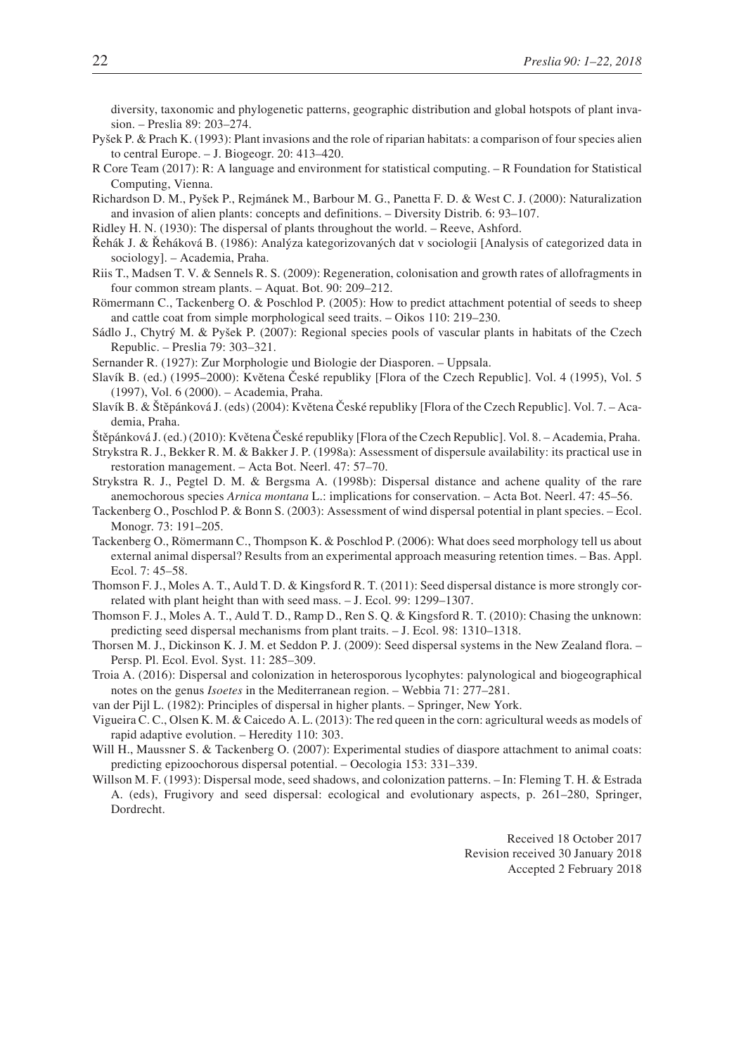diversity, taxonomic and phylogenetic patterns, geographic distribution and global hotspots of plant invasion. – Preslia 89: 203–274.

Pyšek P. & Prach K. (1993): Plant invasions and the role of riparian habitats: a comparison of four species alien to central Europe. – J. Biogeogr. 20: 413–420.

R Core Team (2017): R: A language and environment for statistical computing. – R Foundation for Statistical Computing, Vienna.

Richardson D. M., Pyšek P., Rejmánek M., Barbour M. G., Panetta F. D. & West C. J. (2000): Naturalization and invasion of alien plants: concepts and definitions. – Diversity Distrib. 6: 93–107.

Ridley H. N. (1930): The dispersal of plants throughout the world. – Reeve, Ashford.

Řehák J. & Řeháková B. (1986): Analýza kategorizovaných dat v sociologii [Analysis of categorized data in sociology]. – Academia, Praha.

Riis T., Madsen T. V. & Sennels R. S. (2009): Regeneration, colonisation and growth rates of allofragments in four common stream plants. – Aquat. Bot. 90: 209–212.

Römermann C., Tackenberg O. & Poschlod P. (2005): How to predict attachment potential of seeds to sheep and cattle coat from simple morphological seed traits. – Oikos 110: 219–230.

Sádlo J., Chytrý M. & Pyšek P. (2007): Regional species pools of vascular plants in habitats of the Czech Republic. – Preslia 79: 303–321.

Sernander R. (1927): Zur Morphologie und Biologie der Diasporen. – Uppsala.

Slavík B. (ed.) (1995–2000): Květena České republiky [Flora of the Czech Republic]. Vol. 4 (1995), Vol. 5 (1997), Vol. 6 (2000). – Academia, Praha.

Slavík B. & Štěpánková J. (eds) (2004): Květena České republiky [Flora of the Czech Republic]. Vol. 7. – Academia, Praha.

Štěpánková J. (ed.) (2010): Květena České republiky [Flora of the Czech Republic]. Vol. 8. – Academia, Praha.

Strykstra R. J., Bekker R. M. & Bakker J. P. (1998a): Assessment of dispersule availability: its practical use in restoration management. – Acta Bot. Neerl. 47: 57–70.

Strykstra R. J., Pegtel D. M. & Bergsma A. (1998b): Dispersal distance and achene quality of the rare anemochorous species *Arnica montana* L.: implications for conservation. – Acta Bot. Neerl. 47: 45–56.

Tackenberg O., Poschlod P. & Bonn S. (2003): Assessment of wind dispersal potential in plant species. – Ecol. Monogr. 73: 191–205.

Tackenberg O., Römermann C., Thompson K. & Poschlod P. (2006): What does seed morphology tell us about external animal dispersal? Results from an experimental approach measuring retention times. – Bas. Appl. Ecol. 7: 45–58.

Thomson F. J., Moles A. T., Auld T. D. & Kingsford R. T. (2011): Seed dispersal distance is more strongly correlated with plant height than with seed mass. – J. Ecol. 99: 1299–1307.

Thomson F. J., Moles A. T., Auld T. D., Ramp D., Ren S. Q. & Kingsford R. T. (2010): Chasing the unknown: predicting seed dispersal mechanisms from plant traits. – J. Ecol. 98: 1310–1318.

Thorsen M. J., Dickinson K. J. M. et Seddon P. J. (2009): Seed dispersal systems in the New Zealand flora. – Persp. Pl. Ecol. Evol. Syst. 11: 285–309.

Troia A. (2016): Dispersal and colonization in heterosporous lycophytes: palynological and biogeographical notes on the genus *Isoetes* in the Mediterranean region. – Webbia 71: 277–281.

van der Pijl L. (1982): Principles of dispersal in higher plants. – Springer, New York.

Vigueira C. C., Olsen K. M. & Caicedo A. L. (2013): The red queen in the corn: agricultural weeds as models of rapid adaptive evolution. – Heredity 110: 303.

Will H., Maussner S. & Tackenberg O. (2007): Experimental studies of diaspore attachment to animal coats: predicting epizoochorous dispersal potential. – Oecologia 153: 331–339.

Willson M. F. (1993): Dispersal mode, seed shadows, and colonization patterns. – In: Fleming T. H. & Estrada A. (eds), Frugivory and seed dispersal: ecological and evolutionary aspects, p. 261–280, Springer, Dordrecht.

Received 18 October 2017
Revision received 30 January 2018
Accepted 2 February 2018